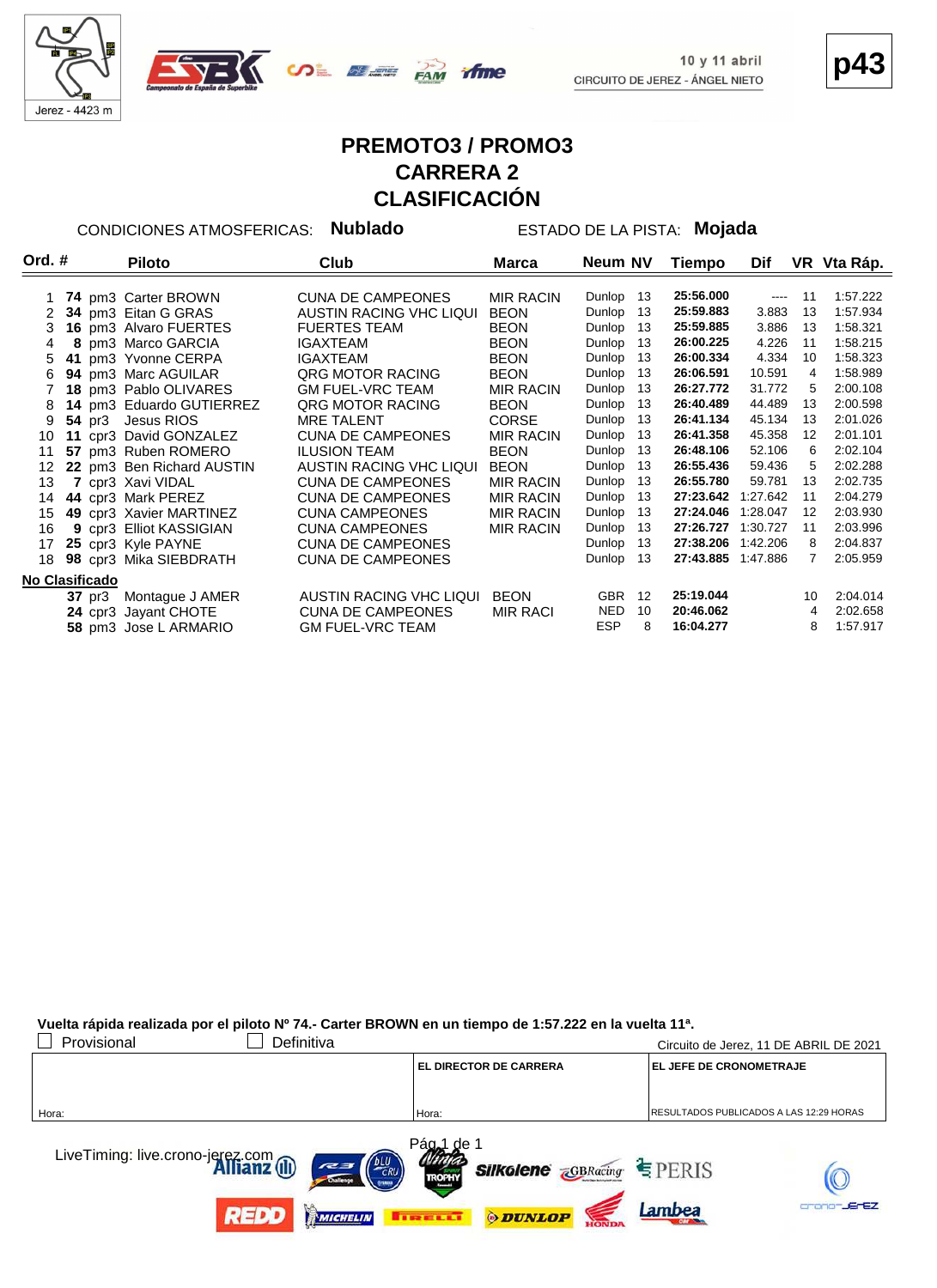Jerez - 4423 m

10 y 11 abril
CIRCUITO DE JEREZ - ÁNGEL NIETO

p43

# PREMOTO3 / PROMO3
# CARRERA 2
# CLASIFICACIÓN

CONDICIONES ATMOSFERICAS: **Nublado** ESTADO DE LA PISTA: **Mojada**

| Ord. | # | | Piloto | Club | Marca | Neum | NV | Tiempo | Dif | VR | Vta Ráp. |
|---|---|---|---|---|---|---|---|---|---|---|---|
| 1 | **74** | pm3 | Carter BROWN | CUNA DE CAMPEONES | MIR RACIN | Dunlop | 13 | **25:56.000** | ---- | 11 | 1:57.222 |
| 2 | **34** | pm3 | Eitan G GRAS | AUSTIN RACING VHC LIQUI | BEON | Dunlop | 13 | **25:59.883** | 3.883 | 13 | 1:57.934 |
| 3 | **16** | pm3 | Alvaro FUERTES | FUERTES TEAM | BEON | Dunlop | 13 | **25:59.885** | 3.886 | 13 | 1:58.321 |
| 4 | **8** | pm3 | Marco GARCIA | IGAXTEAM | BEON | Dunlop | 13 | **26:00.225** | 4.226 | 11 | 1:58.215 |
| 5 | **41** | pm3 | Yvonne CERPA | IGAXTEAM | BEON | Dunlop | 13 | **26:00.334** | 4.334 | 10 | 1:58.323 |
| 6 | **94** | pm3 | Marc AGUILAR | QRG MOTOR RACING | BEON | Dunlop | 13 | **26:06.591** | 10.591 | 4 | 1:58.989 |
| 7 | **18** | pm3 | Pablo OLIVARES | GM FUEL-VRC TEAM | MIR RACIN | Dunlop | 13 | **26:27.772** | 31.772 | 5 | 2:00.108 |
| 8 | **14** | pm3 | Eduardo GUTIERREZ | QRG MOTOR RACING | BEON | Dunlop | 13 | **26:40.489** | 44.489 | 13 | 2:00.598 |
| 9 | **54** | pr3 | Jesus RIOS | MRE TALENT | CORSE | Dunlop | 13 | **26:41.134** | 45.134 | 13 | 2:01.026 |
| 10 | **11** | cpr3 | David GONZALEZ | CUNA DE CAMPEONES | MIR RACIN | Dunlop | 13 | **26:41.358** | 45.358 | 12 | 2:01.101 |
| 11 | **57** | pm3 | Ruben ROMERO | ILUSION TEAM | BEON | Dunlop | 13 | **26:48.106** | 52.106 | 6 | 2:02.104 |
| 12 | **22** | pm3 | Ben Richard AUSTIN | AUSTIN RACING VHC LIQUI | BEON | Dunlop | 13 | **26:55.436** | 59.436 | 5 | 2:02.288 |
| 13 | **7** | cpr3 | Xavi VIDAL | CUNA DE CAMPEONES | MIR RACIN | Dunlop | 13 | **26:55.780** | 59.781 | 13 | 2:02.735 |
| 14 | **44** | cpr3 | Mark PEREZ | CUNA DE CAMPEONES | MIR RACIN | Dunlop | 13 | **27:23.642** | 1:27.642 | 11 | 2:04.279 |
| 15 | **49** | cpr3 | Xavier MARTINEZ | CUNA CAMPEONES | MIR RACIN | Dunlop | 13 | **27:24.046** | 1:28.047 | 12 | 2:03.930 |
| 16 | **9** | cpr3 | Elliot KASSIGIAN | CUNA CAMPEONES | MIR RACIN | Dunlop | 13 | **27:26.727** | 1:30.727 | 11 | 2:03.996 |
| 17 | **25** | cpr3 | Kyle PAYNE | CUNA DE CAMPEONES | | Dunlop | 13 | **27:38.206** | 1:42.206 | 8 | 2:04.837 |
| 18 | **98** | cpr3 | Mika SIEBDRATH | CUNA DE CAMPEONES | | Dunlop | 13 | **27:43.885** | 1:47.886 | 7 | 2:05.959 |
| **No Clasificado** | | | | | | | | | | | |
| | **37** | pr3 | Montague J AMER | AUSTIN RACING VHC LIQUI | BEON | GBR | 12 | **25:19.044** | | 10 | 2:04.014 |
| | **24** | cpr3 | Jayant CHOTE | CUNA DE CAMPEONES | MIR RACI | NED | 10 | **20:46.062** | | 4 | 2:02.658 |
| | **58** | pm3 | Jose L ARMARIO | GM FUEL-VRC TEAM | | ESP | 8 | **16:04.277** | | 8 | 1:57.917 |

**Vuelta rápida realizada por el piloto Nº 74.- Carter BROWN en un tiempo de 1:57.222 en la vuelta 11ª.**

☐ Provisional ☐ Definitiva

Circuito de Jerez, 11 DE ABRIL DE 2021

| | EL DIRECTOR DE CARRERA | EL JEFE DE CRONOMETRAJE |
|---|---|---|
| Hora: | Hora: | RESULTADOS PUBLICADOS A LAS 12:29 HORAS |

LiveTiming: live.crono-jerez.com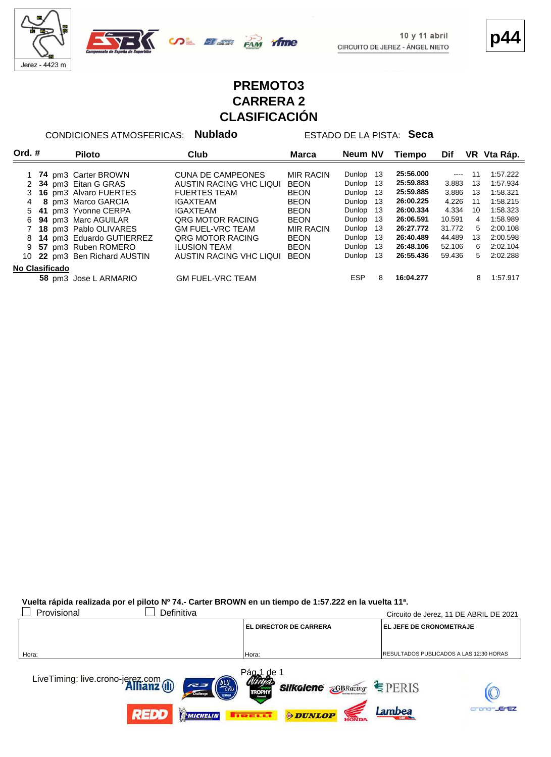10 y 11 abril
CIRCUITO DE JEREZ - ÁNGEL NIETO

# PREMOTO3
# CARRERA 2
# CLASIFICACIÓN

CONDICIONES ATMOSFERICAS: **Nublado** ESTADO DE LA PISTA: **Seca**

| Ord. | # | | Piloto | Club | Marca | Neum | NV | Tiempo | Dif | VR | Vta Ráp. |
|---|---|---|---|---|---|---|---|---|---|---|---|
| 1 | **74** | pm3 | Carter BROWN | CUNA DE CAMPEONES | MIR RACIN | Dunlop | 13 | **25:56.000** | ---- | 11 | 1:57.222 |
| 2 | **34** | pm3 | Eitan G GRAS | AUSTIN RACING VHC LIQUI | BEON | Dunlop | 13 | **25:59.883** | 3.883 | 13 | 1:57.934 |
| 3 | **16** | pm3 | Alvaro FUERTES | FUERTES TEAM | BEON | Dunlop | 13 | **25:59.885** | 3.886 | 13 | 1:58.321 |
| 4 | **8** | pm3 | Marco GARCIA | IGAXTEAM | BEON | Dunlop | 13 | **26:00.225** | 4.226 | 11 | 1:58.215 |
| 5 | **41** | pm3 | Yvonne CERPA | IGAXTEAM | BEON | Dunlop | 13 | **26:00.334** | 4.334 | 10 | 1:58.323 |
| 6 | **94** | pm3 | Marc AGUILAR | QRG MOTOR RACING | BEON | Dunlop | 13 | **26:06.591** | 10.591 | 4 | 1:58.989 |
| 7 | **18** | pm3 | Pablo OLIVARES | GM FUEL-VRC TEAM | MIR RACIN | Dunlop | 13 | **26:27.772** | 31.772 | 5 | 2:00.108 |
| 8 | **14** | pm3 | Eduardo GUTIERREZ | QRG MOTOR RACING | BEON | Dunlop | 13 | **26:40.489** | 44.489 | 13 | 2:00.598 |
| 9 | **57** | pm3 | Ruben ROMERO | ILUSION TEAM | BEON | Dunlop | 13 | **26:48.106** | 52.106 | 6 | 2:02.104 |
| 10 | **22** | pm3 | Ben Richard AUSTIN | AUSTIN RACING VHC LIQUI | BEON | Dunlop | 13 | **26:55.436** | 59.436 | 5 | 2:02.288 |
| **No Clasificado** | | | | | | | | | | | |
| | **58** | pm3 | Jose L ARMARIO | GM FUEL-VRC TEAM | | ESP | 8 | **16:04.277** | | 8 | 1:57.917 |

**Vuelta rápida realizada por el piloto Nº 74.- Carter BROWN en un tiempo de 1:57.222 en la vuelta 11ª.**

☐ Provisional ☐ Definitiva

Circuito de Jerez, 11 DE ABRIL DE 2021

| | EL DIRECTOR DE CARRERA | EL JEFE DE CRONOMETRAJE |
|---|---|---|
| Hora: | Hora: | RESULTADOS PUBLICADOS A LAS 12:30 HORAS |

LiveTiming: live.crono-jerez.com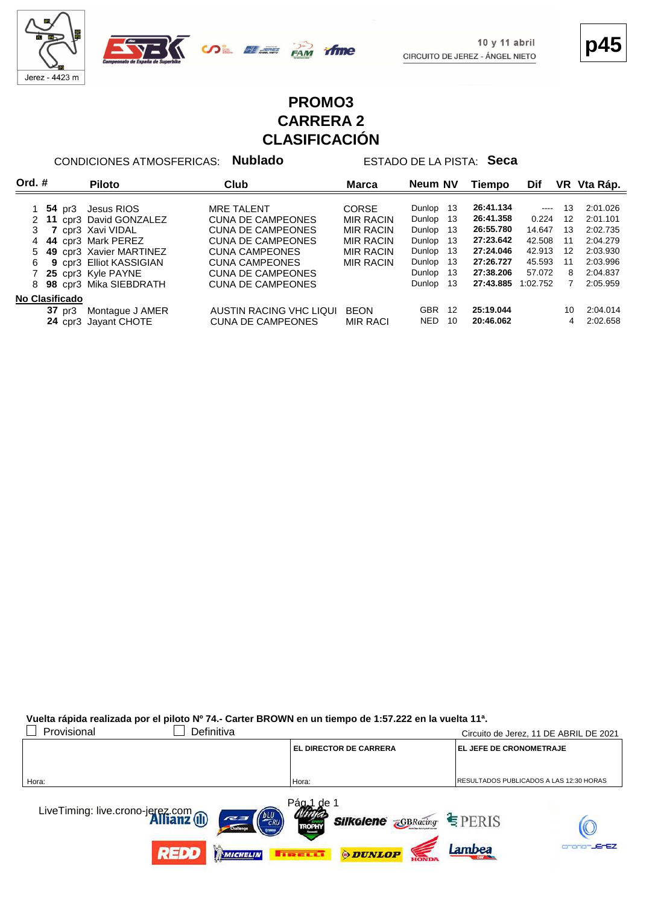Jerez - 4423 m

10 y 11 abril
CIRCUITO DE JEREZ - ÁNGEL NIETO

p45

# PROMO3
# CARRERA 2
# CLASIFICACIÓN

CONDICIONES ATMOSFERICAS: **Nublado** ESTADO DE LA PISTA: **Seca**

| Ord. | # | | Piloto | Club | Marca | Neum | NV | Tiempo | Dif | VR | Vta Ráp. |
|---|---|---|---|---|---|---|---|---|---|---|---|
| 1 | **54** | pr3 | Jesus RIOS | MRE TALENT | CORSE | Dunlop | 13 | **26:41.134** | ---- | 13 | 2:01.026 |
| 2 | **11** | cpr3 | David GONZALEZ | CUNA DE CAMPEONES | MIR RACIN | Dunlop | 13 | **26:41.358** | 0.224 | 12 | 2:01.101 |
| 3 | **7** | cpr3 | Xavi VIDAL | CUNA DE CAMPEONES | MIR RACIN | Dunlop | 13 | **26:55.780** | 14.647 | 13 | 2:02.735 |
| 4 | **44** | cpr3 | Mark PEREZ | CUNA DE CAMPEONES | MIR RACIN | Dunlop | 13 | **27:23.642** | 42.508 | 11 | 2:04.279 |
| 5 | **49** | cpr3 | Xavier MARTINEZ | CUNA CAMPEONES | MIR RACIN | Dunlop | 13 | **27:24.046** | 42.913 | 12 | 2:03.930 |
| 6 | **9** | cpr3 | Elliot KASSIGIAN | CUNA CAMPEONES | MIR RACIN | Dunlop | 13 | **27:26.727** | 45.593 | 11 | 2:03.996 |
| 7 | **25** | cpr3 | Kyle PAYNE | CUNA DE CAMPEONES | | Dunlop | 13 | **27:38.206** | 57.072 | 8 | 2:04.837 |
| 8 | **98** | cpr3 | Mika SIEBDRATH | CUNA DE CAMPEONES | | Dunlop | 13 | **27:43.885** | 1:02.752 | 7 | 2:05.959 |
| **No Clasificado** | | | | | | | | | | | |
| | **37** | pr3 | Montague J AMER | AUSTIN RACING VHC LIQUI | BEON | GBR | 12 | **25:19.044** | | 10 | 2:04.014 |
| | **24** | cpr3 | Jayant CHOTE | CUNA DE CAMPEONES | MIR RACI | NED | 10 | **20:46.062** | | 4 | 2:02.658 |

**Vuelta rápida realizada por el piloto Nº 74.- Carter BROWN en un tiempo de 1:57.222 en la vuelta 11ª.**

☐ Provisional ☐ Definitiva

Circuito de Jerez, 11 DE ABRIL DE 2021

| | EL DIRECTOR DE CARRERA | EL JEFE DE CRONOMETRAJE |
|---|---|---|
| Hora: | Hora: | RESULTADOS PUBLICADOS A LAS 12:30 HORAS |

LiveTiming: live.crono-jerez.com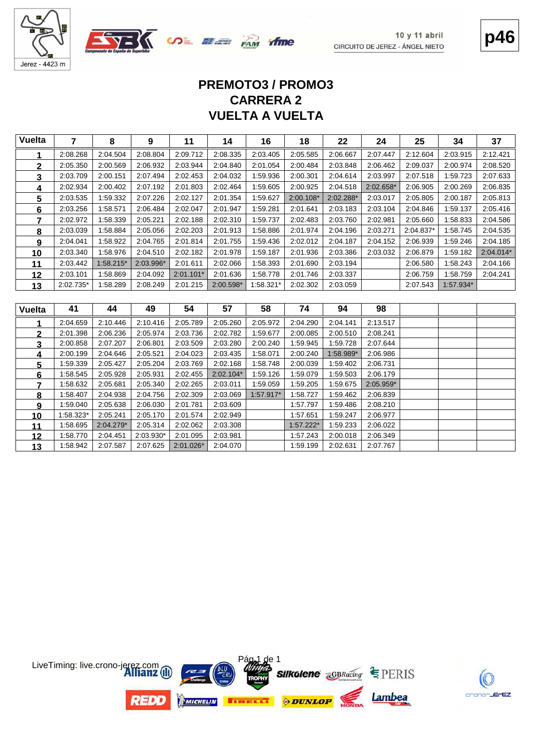# PREMOTO3 / PROMO3
# CARRERA 2
# VUELTA A VUELTA

| Vuelta | 7 | 8 | 9 | 11 | 14 | 16 | 18 | 22 | 24 | 25 | 34 | 37 |
|---|---|---|---|---|---|---|---|---|---|---|---|---|
| 1 | 2:08.268 | 2:04.504 | 2:08.804 | 2:09.712 | 2:08.335 | 2:03.405 | 2:05.585 | 2:06.667 | 2:07.447 | 2:12.604 | 2:03.915 | 2:12.421 |
| 2 | 2:05.350 | 2:00.569 | 2:06.932 | 2:03.944 | 2:04.840 | 2:01.054 | 2:00.484 | 2:03.848 | 2:06.462 | 2:09.037 | 2:00.974 | 2:08.520 |
| 3 | 2:03.709 | 2:00.151 | 2:07.494 | 2:02.453 | 2:04.032 | 1:59.936 | 2:00.301 | 2:04.614 | 2:03.997 | 2:07.518 | 1:59.723 | 2:07.633 |
| 4 | 2:02.934 | 2:00.402 | 2:07.192 | 2:01.803 | 2:02.464 | 1:59.605 | 2:00.925 | 2:04.518 | 2:02.658* | 2:06.905 | 2:00.269 | 2:06.835 |
| 5 | 2:03.535 | 1:59.332 | 2:07.226 | 2:02.127 | 2:01.354 | 1:59.627 | 2:00.108* | 2:02.288* | 2:03.017 | 2:05.805 | 2:00.187 | 2:05.813 |
| 6 | 2:03.256 | 1:58.571 | 2:06.484 | 2:02.047 | 2:01.947 | 1:59.281 | 2:01.641 | 2:03.183 | 2:03.104 | 2:04.846 | 1:59.137 | 2:05.416 |
| 7 | 2:02.972 | 1:58.339 | 2:05.221 | 2:02.188 | 2:02.310 | 1:59.737 | 2:02.483 | 2:03.760 | 2:02.981 | 2:05.660 | 1:58.833 | 2:04.586 |
| 8 | 2:03.039 | 1:58.884 | 2:05.056 | 2:02.203 | 2:01.913 | 1:58.886 | 2:01.974 | 2:04.196 | 2:03.271 | 2:04.837* | 1:58.745 | 2:04.535 |
| 9 | 2:04.041 | 1:58.922 | 2:04.765 | 2:01.814 | 2:01.755 | 1:59.436 | 2:02.012 | 2:04.187 | 2:04.152 | 2:06.939 | 1:59.246 | 2:04.185 |
| 10 | 2:03.340 | 1:58.976 | 2:04.510 | 2:02.182 | 2:01.978 | 1:59.187 | 2:01.936 | 2:03.386 | 2:03.032 | 2:06.879 | 1:59.182 | 2:04.014* |
| 11 | 2:03.442 | 1:58.215* | 2:03.996* | 2:01.611 | 2:02.066 | 1:58.393 | 2:01.690 | 2:03.194 | | 2:06.580 | 1:58.243 | 2:04.166 |
| 12 | 2:03.101 | 1:58.869 | 2:04.092 | 2:01.101* | 2:01.636 | 1:58.778 | 2:01.746 | 2:03.337 | | 2:06.759 | 1:58.759 | 2:04.241 |
| 13 | 2:02.735* | 1:58.289 | 2:08.249 | 2:01.215 | 2:00.598* | 1:58.321* | 2:02.302 | 2:03.059 | | 2:07.543 | 1:57.934* | |

| Vuelta | 41 | 44 | 49 | 54 | 57 | 58 | 74 | 94 | 98 | | | |
|---|---|---|---|---|---|---|---|---|---|---|---|---|
| 1 | 2:04.659 | 2:10.446 | 2:10.416 | 2:05.789 | 2:05.260 | 2:05.972 | 2:04.290 | 2:04.141 | 2:13.517 | | | |
| 2 | 2:01.398 | 2:06.236 | 2:05.974 | 2:03.736 | 2:02.782 | 1:59.677 | 2:00.085 | 2:00.510 | 2:08.241 | | | |
| 3 | 2:00.858 | 2:07.207 | 2:06.801 | 2:03.509 | 2:03.280 | 2:00.240 | 1:59.945 | 1:59.728 | 2:07.644 | | | |
| 4 | 2:00.199 | 2:04.646 | 2:05.521 | 2:04.023 | 2:03.435 | 1:58.071 | 2:00.240 | 1:58.989* | 2:06.986 | | | |
| 5 | 1:59.339 | 2:05.427 | 2:05.204 | 2:03.769 | 2:02.168 | 1:58.748 | 2:00.039 | 1:59.402 | 2:06.731 | | | |
| 6 | 1:58.545 | 2:05.928 | 2:05.931 | 2:02.455 | 2:02.104* | 1:59.126 | 1:59.079 | 1:59.503 | 2:06.179 | | | |
| 7 | 1:58.632 | 2:05.681 | 2:05.340 | 2:02.265 | 2:03.011 | 1:59.059 | 1:59.205 | 1:59.675 | 2:05.959* | | | |
| 8 | 1:58.407 | 2:04.938 | 2:04.756 | 2:02.309 | 2:03.069 | 1:57.917* | 1:58.727 | 1:59.462 | 2:06.839 | | | |
| 9 | 1:59.040 | 2:05.638 | 2:06.030 | 2:01.781 | 2:03.609 | | 1:57.797 | 1:59.486 | 2:08.210 | | | |
| 10 | 1:58.323* | 2:05.241 | 2:05.170 | 2:01.574 | 2:02.949 | | 1:57.651 | 1:59.247 | 2:06.977 | | | |
| 11 | 1:58.695 | 2:04.279* | 2:05.314 | 2:02.062 | 2:03.308 | | 1:57.222* | 1:59.233 | 2:06.022 | | | |
| 12 | 1:58.770 | 2:04.451 | 2:03.930* | 2:01.095 | 2:03.981 | | 1:57.243 | 2:00.018 | 2:06.349 | | | |
| 13 | 1:58.942 | 2:07.587 | 2:07.625 | 2:01.026* | 2:04.070 | | 1:59.199 | 2:02.631 | 2:07.767 | | | |

LiveTiming: live.crono-jerez.com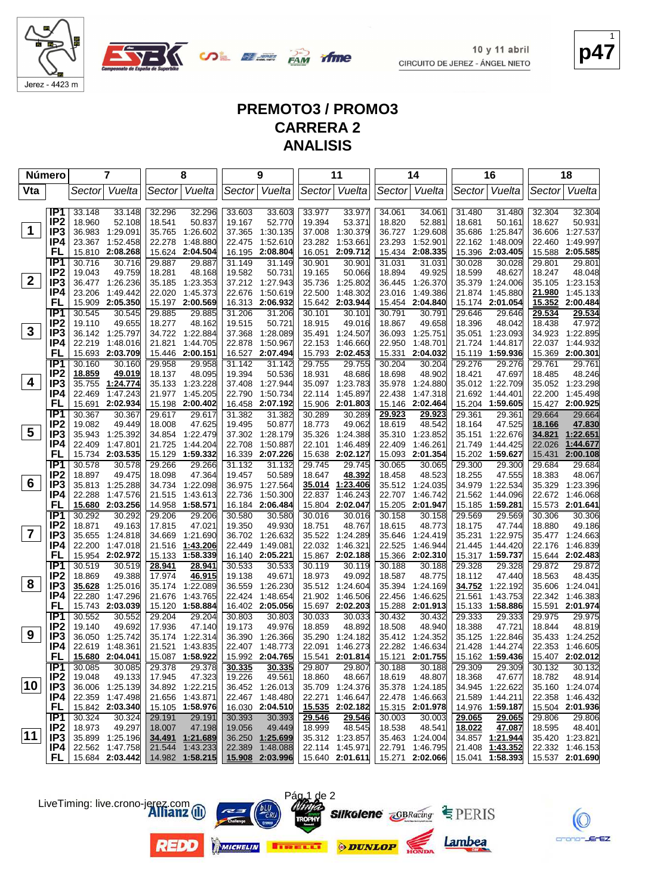10 y 11 abril
CIRCUITO DE JEREZ - ÁNGEL NIETO

Jerez - 4423 m

# PREMOTO3 / PROMO3
# CARRERA 2
# ANALISIS

| Vta | | 7 Sector | 7 Vuelta | 8 Sector | 8 Vuelta | 9 Sector | 9 Vuelta | 11 Sector | 11 Vuelta | 14 Sector | 14 Vuelta | 16 Sector | 16 Vuelta | 18 Sector | 18 Vuelta |
|---|---|---|---|---|---|---|---|---|---|---|---|---|---|---|---|
| 1 | IP1 | 33.148 | 33.148 | 32.296 | 32.296 | 33.603 | 33.603 | 33.977 | 33.977 | 34.061 | 34.061 | 31.480 | 31.480 | 32.304 | 32.304 |
| | IP2 | 18.960 | 52.108 | 18.541 | 50.837 | 19.167 | 52.770 | 19.394 | 53.371 | 18.820 | 52.881 | 18.681 | 50.161 | 18.627 | 50.931 |
| | IP3 | 36.983 | 1:29.091 | 35.765 | 1:26.602 | 37.365 | 1:30.135 | 37.008 | 1:30.379 | 36.727 | 1:29.608 | 35.686 | 1:25.847 | 36.606 | 1:27.537 |
| | IP4 | 23.367 | 1:52.458 | 22.278 | 1:48.880 | 22.475 | 1:52.610 | 23.282 | 1:53.661 | 23.293 | 1:52.901 | 22.162 | 1:48.009 | 22.460 | 1:49.997 |
| | FL | 15.810 | 2:08.268 | 15.624 | 2:04.504 | 16.195 | 2:08.804 | 16.051 | 2:09.712 | 15.434 | 2:08.335 | 15.396 | 2:03.405 | 15.588 | 2:05.585 |
| 2 | IP1 | 30.716 | 30.716 | 29.887 | 29.887 | 31.149 | 31.149 | 30.901 | 30.901 | 31.031 | 31.031 | 30.028 | 30.028 | 29.801 | 29.801 |
| | IP2 | 19.043 | 49.759 | 18.281 | 48.168 | 19.582 | 50.731 | 19.165 | 50.066 | 18.894 | 49.925 | 18.599 | 48.627 | 18.247 | 48.048 |
| | IP3 | 36.477 | 1:26.236 | 35.185 | 1:23.353 | 37.212 | 1:27.943 | 35.736 | 1:25.802 | 36.445 | 1:26.370 | 35.379 | 1:24.006 | 35.105 | 1:23.153 |
| | IP4 | 23.206 | 1:49.442 | 22.020 | 1:45.373 | 22.676 | 1:50.619 | 22.500 | 1:48.302 | 23.016 | 1:49.386 | 21.874 | 1:45.880 | 21.980 | 1:45.133 |
| | FL | 15.909 | 2:05.350 | 15.197 | 2:00.569 | 16.313 | 2:06.932 | 15.642 | 2:03.944 | 15.454 | 2:04.840 | 15.174 | 2:01.054 | 15.352 | 2:00.484 |
| 3 | IP1 | 30.545 | 30.545 | 29.885 | 29.885 | 31.206 | 31.206 | 30.101 | 30.101 | 30.791 | 30.791 | 29.646 | 29.646 | 29.534 | 29.534 |
| | IP2 | 19.110 | 49.655 | 18.277 | 48.162 | 19.515 | 50.721 | 18.915 | 49.016 | 18.867 | 49.658 | 18.396 | 48.042 | 18.438 | 47.972 |
| | IP3 | 36.142 | 1:25.797 | 34.722 | 1:22.884 | 37.368 | 1:28.089 | 35.491 | 1:24.507 | 36.093 | 1:25.751 | 35.051 | 1:23.093 | 34.923 | 1:22.895 |
| | IP4 | 22.219 | 1:48.016 | 21.821 | 1:44.705 | 22.878 | 1:50.967 | 22.153 | 1:46.660 | 22.950 | 1:48.701 | 21.724 | 1:44.817 | 22.037 | 1:44.932 |
| | FL | 15.693 | 2:03.709 | 15.446 | 2:00.151 | 16.527 | 2:07.494 | 15.793 | 2:02.453 | 15.331 | 2:04.032 | 15.119 | 1:59.936 | 15.369 | 2:00.301 |
| 4 | IP1 | 30.160 | 30.160 | 29.958 | 29.958 | 31.142 | 31.142 | 29.755 | 29.755 | 30.204 | 30.204 | 29.276 | 29.276 | 29.761 | 29.761 |
| | IP2 | 18.859 | 49.019 | 18.137 | 48.095 | 19.394 | 50.536 | 18.931 | 48.686 | 18.698 | 48.902 | 18.421 | 47.697 | 18.485 | 48.246 |
| | IP3 | 35.755 | 1:24.774 | 35.133 | 1:23.228 | 37.408 | 1:27.944 | 35.097 | 1:23.783 | 35.978 | 1:24.880 | 35.012 | 1:22.709 | 35.052 | 1:23.298 |
| | IP4 | 22.469 | 1:47.243 | 21.977 | 1:45.205 | 22.790 | 1:50.734 | 22.114 | 1:45.897 | 22.438 | 1:47.318 | 21.692 | 1:44.401 | 22.200 | 1:45.498 |
| | FL | 15.691 | 2:02.934 | 15.198 | 2:00.402 | 16.458 | 2:07.192 | 15.906 | 2:01.803 | 15.146 | 2:02.464 | 15.204 | 1:59.605 | 15.427 | 2:00.925 |
| 5 | IP1 | 30.367 | 30.367 | 29.617 | 29.617 | 31.382 | 31.382 | 30.289 | 30.289 | 29.923 | 29.923 | 29.361 | 29.361 | 29.664 | 29.664 |
| | IP2 | 19.082 | 49.449 | 18.008 | 47.625 | 19.495 | 50.877 | 18.773 | 49.062 | 18.619 | 48.542 | 18.164 | 47.525 | 18.166 | 47.830 |
| | IP3 | 35.943 | 1:25.392 | 34.854 | 1:22.479 | 37.302 | 1:28.179 | 35.326 | 1:24.388 | 35.310 | 1:23.852 | 35.151 | 1:22.676 | 34.821 | 1:22.651 |
| | IP4 | 22.409 | 1:47.801 | 21.725 | 1:44.204 | 22.708 | 1:50.887 | 22.101 | 1:46.489 | 22.409 | 1:46.261 | 21.749 | 1:44.425 | 22.026 | 1:44.677 |
| | FL | 15.734 | 2:03.535 | 15.129 | 1:59.332 | 16.339 | 2:07.226 | 15.638 | 2:02.127 | 15.093 | 2:01.354 | 15.202 | 1:59.627 | 15.431 | 2:00.108 |
| 6 | IP1 | 30.578 | 30.578 | 29.266 | 29.266 | 31.132 | 31.132 | 29.745 | 29.745 | 30.065 | 30.065 | 29.300 | 29.300 | 29.684 | 29.684 |
| | IP2 | 18.897 | 49.475 | 18.098 | 47.364 | 19.457 | 50.589 | 18.647 | 48.392 | 18.458 | 48.523 | 18.255 | 47.555 | 18.383 | 48.067 |
| | IP3 | 35.813 | 1:25.288 | 34.734 | 1:22.098 | 36.975 | 1:27.564 | 35.014 | 1:23.406 | 35.512 | 1:24.035 | 34.979 | 1:22.534 | 35.329 | 1:23.396 |
| | IP4 | 22.288 | 1:47.576 | 21.515 | 1:43.613 | 22.736 | 1:50.300 | 22.837 | 1:46.243 | 22.707 | 1:46.742 | 21.562 | 1:44.096 | 22.672 | 1:46.068 |
| | FL | 15.680 | 2:03.256 | 14.958 | 1:58.571 | 16.184 | 2:06.484 | 15.804 | 2:02.047 | 15.205 | 2:01.947 | 15.185 | 1:59.281 | 15.573 | 2:01.641 |
| 7 | IP1 | 30.292 | 30.292 | 29.206 | 29.206 | 30.580 | 30.580 | 30.016 | 30.016 | 30.158 | 30.158 | 29.569 | 29.569 | 30.306 | 30.306 |
| | IP2 | 18.871 | 49.163 | 17.815 | 47.021 | 19.350 | 49.930 | 18.751 | 48.767 | 18.615 | 48.773 | 18.175 | 47.744 | 18.880 | 49.186 |
| | IP3 | 35.655 | 1:24.818 | 34.669 | 1:21.690 | 36.702 | 1:26.632 | 35.522 | 1:24.289 | 35.646 | 1:24.419 | 35.231 | 1:22.975 | 35.477 | 1:24.663 |
| | IP4 | 22.200 | 1:47.018 | 21.516 | 1:43.206 | 22.449 | 1:49.081 | 22.032 | 1:46.321 | 22.525 | 1:46.944 | 21.445 | 1:44.420 | 22.176 | 1:46.839 |
| | FL | 15.954 | 2:02.972 | 15.133 | 1:58.339 | 16.140 | 2:05.221 | 15.867 | 2:02.188 | 15.366 | 2:02.310 | 15.317 | 1:59.737 | 15.644 | 2:02.483 |
| 8 | IP1 | 30.519 | 30.519 | 28.941 | 28.941 | 30.533 | 30.533 | 30.119 | 30.119 | 30.188 | 30.188 | 29.328 | 29.328 | 29.872 | 29.872 |
| | IP2 | 18.869 | 49.388 | 17.974 | 46.915 | 19.138 | 49.671 | 18.973 | 49.092 | 18.587 | 48.775 | 18.112 | 47.440 | 18.563 | 48.435 |
| | IP3 | 35.628 | 1:25.016 | 35.174 | 1:22.089 | 36.559 | 1:26.230 | 35.512 | 1:24.604 | 35.394 | 1:24.169 | 34.752 | 1:22.192 | 35.606 | 1:24.041 |
| | IP4 | 22.280 | 1:47.296 | 21.676 | 1:43.765 | 22.424 | 1:48.654 | 21.902 | 1:46.506 | 22.456 | 1:46.625 | 21.561 | 1:43.753 | 22.342 | 1:46.383 |
| | FL | 15.743 | 2:03.039 | 15.120 | 1:58.884 | 16.402 | 2:05.056 | 15.697 | 2:02.203 | 15.288 | 2:01.913 | 15.133 | 1:58.886 | 15.591 | 2:01.974 |
| 9 | IP1 | 30.552 | 30.552 | 29.204 | 29.204 | 30.803 | 30.803 | 30.033 | 30.033 | 30.432 | 30.432 | 29.333 | 29.333 | 29.975 | 29.975 |
| | IP2 | 19.140 | 49.692 | 17.936 | 47.140 | 19.173 | 49.976 | 18.859 | 48.892 | 18.508 | 48.940 | 18.388 | 47.721 | 18.844 | 48.819 |
| | IP3 | 36.050 | 1:25.742 | 35.174 | 1:22.314 | 36.390 | 1:26.366 | 35.290 | 1:24.182 | 35.412 | 1:24.352 | 35.125 | 1:22.846 | 35.433 | 1:24.252 |
| | IP4 | 22.619 | 1:48.361 | 21.521 | 1:43.835 | 22.407 | 1:48.773 | 22.091 | 1:46.273 | 22.282 | 1:46.634 | 21.428 | 1:44.274 | 22.353 | 1:46.605 |
| | FL | 15.680 | 2:04.041 | 15.087 | 1:58.922 | 15.992 | 2:04.765 | 15.541 | 2:01.814 | 15.121 | 2:01.755 | 15.162 | 1:59.436 | 15.407 | 2:02.012 |
| 10 | IP1 | 30.085 | 30.085 | 29.378 | 29.378 | 30.335 | 30.335 | 29.807 | 29.807 | 30.188 | 30.188 | 29.309 | 29.309 | 30.132 | 30.132 |
| | IP2 | 19.048 | 49.133 | 17.945 | 47.323 | 19.226 | 49.561 | 18.860 | 48.667 | 18.619 | 48.807 | 18.368 | 47.677 | 18.782 | 48.914 |
| | IP3 | 36.006 | 1:25.139 | 34.892 | 1:22.215 | 36.452 | 1:26.013 | 35.709 | 1:24.376 | 35.378 | 1:24.185 | 34.945 | 1:22.622 | 35.160 | 1:24.074 |
| | IP4 | 22.359 | 1:47.498 | 21.656 | 1:43.871 | 22.467 | 1:48.480 | 22.271 | 1:46.647 | 22.478 | 1:46.663 | 21.589 | 1:44.211 | 22.358 | 1:46.432 |
| | FL | 15.842 | 2:03.340 | 15.105 | 1:58.976 | 16.030 | 2:04.510 | 15.535 | 2:02.182 | 15.315 | 2:01.978 | 14.976 | 1:59.187 | 15.504 | 2:01.936 |
| 11 | IP1 | 30.324 | 30.324 | 29.191 | 29.191 | 30.393 | 30.393 | 29.546 | 29.546 | 30.003 | 30.003 | 29.065 | 29.065 | 29.806 | 29.806 |
| | IP2 | 18.973 | 49.297 | 18.007 | 47.198 | 19.056 | 49.449 | 18.999 | 48.545 | 18.538 | 48.541 | 18.022 | 47.087 | 18.595 | 48.401 |
| | IP3 | 35.899 | 1:25.196 | 34.491 | 1:21.689 | 36.250 | 1:25.699 | 35.312 | 1:23.857 | 35.463 | 1:24.004 | 34.857 | 1:21.944 | 35.420 | 1:23.821 |
| | IP4 | 22.562 | 1:47.758 | 21.544 | 1:43.233 | 22.389 | 1:48.088 | 22.114 | 1:45.971 | 22.791 | 1:46.795 | 21.408 | 1:43.352 | 22.332 | 1:46.153 |
| | FL | 15.684 | 2:03.442 | 14.982 | 1:58.215 | 15.908 | 2:03.996 | 15.640 | 2:01.611 | 15.271 | 2:02.066 | 15.041 | 1:58.393 | 15.537 | 2:01.690 |

LiveTiming: live.crono-jerez.com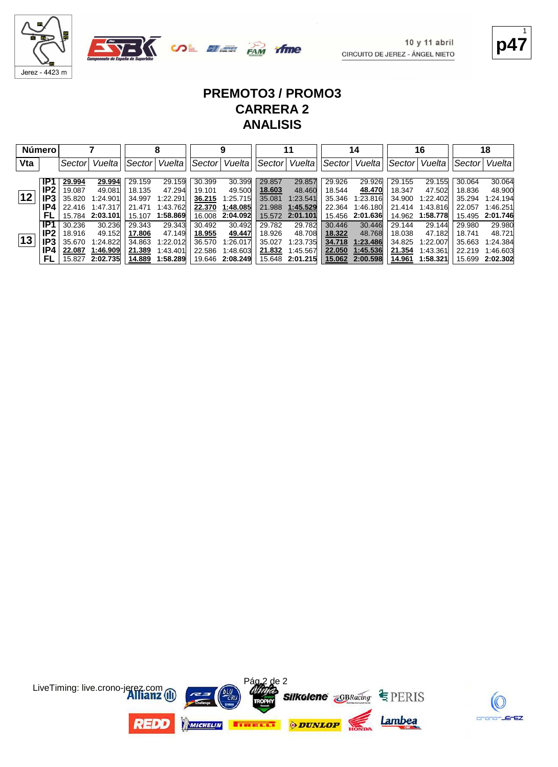# PREMOTO3 / PROMO3
# CARRERA 2
# ANALISIS

| Número | | 7 | | 8 | | 9 | | 11 | | 14 | | 16 | | 18 | |
|---|---|---|---|---|---|---|---|---|---|---|---|---|---|---|---|
| Vta | | Sector | Vuelta | Sector | Vuelta | Sector | Vuelta | Sector | Vuelta | Sector | Vuelta | Sector | Vuelta | Sector | Vuelta |
| 12 | IP1 | **29.994** | **29.994** | 29.159 | 29.159 | 30.399 | 30.399 | 29.857 | 29.857 | 29.926 | 29.926 | 29.155 | 29.155 | 30.064 | 30.064 |
| | IP2 | 19.087 | 49.081 | 18.135 | 47.294 | 19.101 | 49.500 | **18.603** | 48.460 | 18.544 | **48.470** | 18.347 | 47.502 | 18.836 | 48.900 |
| | IP3 | 35.820 | 1:24.901 | 34.997 | 1:22.291 | **36.215** | 1:25.715 | 35.081 | 1:23.541 | 35.346 | 1:23.816 | 34.900 | 1:22.402 | 35.294 | 1:24.194 |
| | IP4 | 22.416 | 1:47.317 | 21.471 | 1:43.762 | **22.370** | **1:48.085** | 21.988 | **1:45.529** | 22.364 | 1:46.180 | 21.414 | 1:43.816 | 22.057 | 1:46.251 |
| | FL | 15.784 | **2:03.101** | 15.107 | **1:58.869** | 16.008 | **2:04.092** | 15.572 | **2:01.101** | 15.456 | **2:01.636** | 14.962 | **1:58.778** | 15.495 | **2:01.746** |
| 13 | IP1 | 30.236 | 30.236 | 29.343 | 29.343 | 30.492 | 30.492 | 29.782 | 29.782 | 30.446 | 30.446 | 29.144 | 29.144 | 29.980 | 29.980 |
| | IP2 | 18.916 | 49.152 | **17.806** | 47.149 | **18.955** | **49.447** | 18.926 | 48.708 | **18.322** | 48.768 | 18.038 | 47.182 | 18.741 | 48.721 |
| | IP3 | 35.670 | 1:24.822 | 34.863 | 1:22.012 | 36.570 | 1:26.017 | 35.027 | 1:23.735 | **34.718** | **1:23.486** | 34.825 | 1:22.007 | 35.663 | 1:24.384 |
| | IP4 | **22.087** | **1:46.909** | **21.389** | 1:43.401 | 22.586 | 1:48.603 | **21.832** | 1:45.567 | **22.050** | **1:45.536** | **21.354** | 1:43.361 | 22.219 | 1:46.603 |
| | FL | 15.827 | **2:02.735** | **14.889** | **1:58.289** | 19.646 | **2:08.249** | 15.648 | **2:01.215** | **15.062** | **2:00.598** | **14.961** | **1:58.321** | 15.699 | **2:02.302** |

LiveTiming: live.crono-jerez.com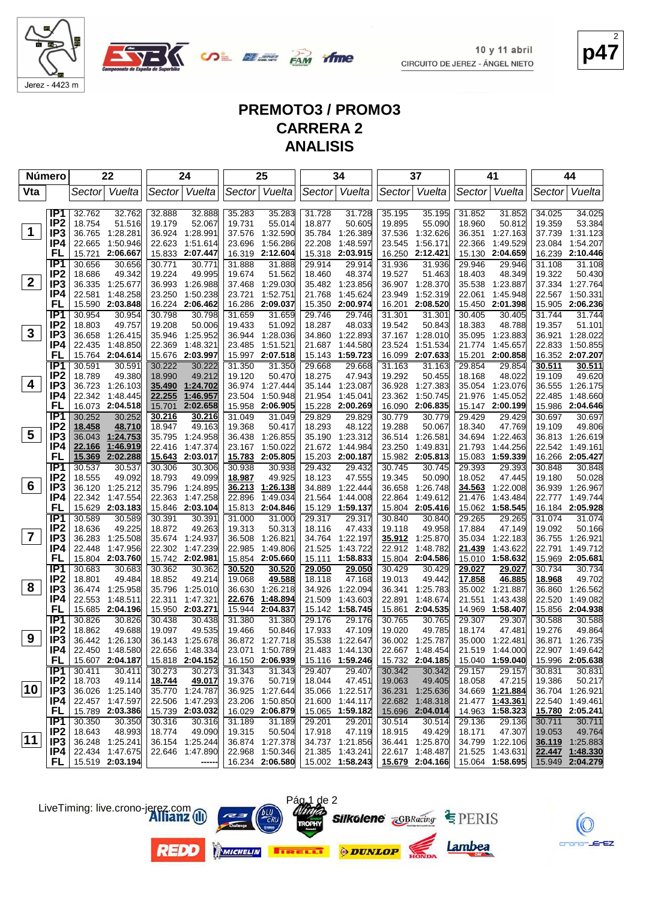10 y 11 abril
CIRCUITO DE JEREZ - ÁNGEL NIETO

# PREMOTO3 / PROMO3
## CARRERA 2
## ANALISIS

| Vta | | 22 Sector | 22 Vuelta | 24 Sector | 24 Vuelta | 25 Sector | 25 Vuelta | 34 Sector | 34 Vuelta | 37 Sector | 37 Vuelta | 41 Sector | 41 Vuelta | 44 Sector | 44 Vuelta |
|---|---|---|---|---|---|---|---|---|---|---|---|---|---|---|---|
| 1 | IP1 | 32.762 | 32.762 | 32.888 | 32.888 | 35.283 | 35.283 | 31.728 | 31.728 | 35.195 | 35.195 | 31.852 | 31.852 | 34.025 | 34.025 |
| | IP2 | 18.754 | 51.516 | 19.179 | 52.067 | 19.731 | 55.014 | 18.877 | 50.605 | 19.895 | 55.090 | 18.960 | 50.812 | 19.359 | 53.384 |
| | IP3 | 36.765 | 1:28.281 | 36.924 | 1:28.991 | 37.576 | 1:32.590 | 35.784 | 1:26.389 | 37.536 | 1:32.626 | 36.351 | 1:27.163 | 37.739 | 1:31.123 |
| | IP4 | 22.665 | 1:50.946 | 22.623 | 1:51.614 | 23.696 | 1:56.286 | 22.208 | 1:48.597 | 23.545 | 1:56.171 | 22.366 | 1:49.529 | 23.084 | 1:54.207 |
| | FL | 15.721 | 2:06.667 | 15.833 | 2:07.447 | 16.319 | 2:12.604 | 15.318 | 2:03.915 | 16.250 | 2:12.421 | 15.130 | 2:04.659 | 16.239 | 2:10.446 |
| 2 | IP1 | 30.656 | 30.656 | 30.771 | 30.771 | 31.888 | 31.888 | 29.914 | 29.914 | 31.936 | 31.936 | 29.946 | 29.946 | 31.108 | 31.108 |
| | IP2 | 18.686 | 49.342 | 19.224 | 49.995 | 19.674 | 51.562 | 18.460 | 48.374 | 19.527 | 51.463 | 18.403 | 48.349 | 19.322 | 50.430 |
| | IP3 | 36.335 | 1:25.677 | 36.993 | 1:26.988 | 37.468 | 1:29.030 | 35.482 | 1:23.856 | 36.907 | 1:28.370 | 35.538 | 1:23.887 | 37.334 | 1:27.764 |
| | IP4 | 22.581 | 1:48.258 | 23.250 | 1:50.238 | 23.721 | 1:52.751 | 21.768 | 1:45.624 | 23.949 | 1:52.319 | 22.061 | 1:45.948 | 22.567 | 1:50.331 |
| | FL | 15.590 | 2:03.848 | 16.224 | 2:06.462 | 16.286 | 2:09.037 | 15.350 | 2:00.974 | 16.201 | 2:08.520 | 15.450 | 2:01.398 | 15.905 | 2:06.236 |
| 3 | IP1 | 30.954 | 30.954 | 30.798 | 30.798 | 31.659 | 31.659 | 29.746 | 29.746 | 31.301 | 31.301 | 30.405 | 30.405 | 31.744 | 31.744 |
| | IP2 | 18.803 | 49.757 | 19.208 | 50.006 | 19.433 | 51.092 | 18.287 | 48.033 | 19.542 | 50.843 | 18.383 | 48.788 | 19.357 | 51.101 |
| | IP3 | 36.658 | 1:26.415 | 35.946 | 1:25.952 | 36.944 | 1:28.036 | 34.860 | 1:22.893 | 37.167 | 1:28.010 | 35.095 | 1:23.883 | 36.921 | 1:28.022 |
| | IP4 | 22.435 | 1:48.850 | 22.369 | 1:48.321 | 23.485 | 1:51.521 | 21.687 | 1:44.580 | 23.524 | 1:51.534 | 21.774 | 1:45.657 | 22.833 | 1:50.855 |
| | FL | 15.764 | 2:04.614 | 15.676 | 2:03.997 | 15.997 | 2:07.518 | 15.143 | 1:59.723 | 16.099 | 2:07.633 | 15.201 | 2:00.858 | 16.352 | 2:07.207 |
| 4 | IP1 | 30.591 | 30.591 | 30.222 | 30.222 | 31.350 | 31.350 | 29.668 | 29.668 | 31.163 | 31.163 | 29.854 | 29.854 | 30.511 | 30.511 |
| | IP2 | 18.789 | 49.380 | 18.990 | 49.212 | 19.120 | 50.470 | 18.275 | 47.943 | 19.292 | 50.455 | 18.168 | 48.022 | 19.109 | 49.620 |
| | IP3 | 36.723 | 1:26.103 | 35.490 | 1:24.702 | 36.974 | 1:27.444 | 35.144 | 1:23.087 | 36.928 | 1:27.383 | 35.054 | 1:23.076 | 36.555 | 1:26.175 |
| | IP4 | 22.342 | 1:48.445 | 22.255 | 1:46.957 | 23.504 | 1:50.948 | 21.954 | 1:45.041 | 23.362 | 1:50.745 | 21.976 | 1:45.052 | 22.485 | 1:48.660 |
| | FL | 16.073 | 2:04.518 | 15.701 | 2:02.658 | 15.958 | 2:06.905 | 15.228 | 2:00.269 | 16.090 | 2:06.835 | 15.147 | 2:00.199 | 15.986 | 2:04.646 |
| 5 | IP1 | 30.252 | 30.252 | 30.216 | 30.216 | 31.049 | 31.049 | 29.829 | 29.829 | 30.779 | 30.779 | 29.429 | 29.429 | 30.697 | 30.697 |
| | IP2 | 18.458 | 48.710 | 18.947 | 49.163 | 19.368 | 50.417 | 18.293 | 48.122 | 19.288 | 50.067 | 18.340 | 47.769 | 19.109 | 49.806 |
| | IP3 | 36.043 | 1:24.753 | 35.795 | 1:24.958 | 36.438 | 1:26.855 | 35.190 | 1:23.312 | 36.514 | 1:26.581 | 34.694 | 1:22.463 | 36.813 | 1:26.619 |
| | IP4 | 22.166 | 1:46.919 | 22.416 | 1:47.374 | 23.167 | 1:50.022 | 21.672 | 1:44.984 | 23.250 | 1:49.831 | 21.793 | 1:44.256 | 22.542 | 1:49.161 |
| | FL | 15.369 | 2:02.288 | 15.643 | 2:03.017 | 15.783 | 2:05.805 | 15.203 | 2:00.187 | 15.982 | 2:05.813 | 15.083 | 1:59.339 | 16.266 | 2:05.427 |
| 6 | IP1 | 30.537 | 30.537 | 30.306 | 30.306 | 30.938 | 30.938 | 29.432 | 29.432 | 30.745 | 30.745 | 29.393 | 29.393 | 30.848 | 30.848 |
| | IP2 | 18.555 | 49.092 | 18.793 | 49.099 | 18.987 | 49.925 | 18.123 | 47.555 | 19.345 | 50.090 | 18.052 | 47.445 | 19.180 | 50.028 |
| | IP3 | 36.120 | 1:25.212 | 35.796 | 1:24.895 | 36.213 | 1:26.138 | 34.889 | 1:22.444 | 36.658 | 1:26.748 | 34.563 | 1:22.008 | 36.939 | 1:26.967 |
| | IP4 | 22.342 | 1:47.554 | 22.363 | 1:47.258 | 22.896 | 1:49.034 | 21.564 | 1:44.008 | 22.864 | 1:49.612 | 21.476 | 1:43.484 | 22.777 | 1:49.744 |
| | FL | 15.629 | 2:03.183 | 15.846 | 2:03.104 | 15.813 | 2:04.846 | 15.129 | 1:59.137 | 15.804 | 2:05.416 | 15.062 | 1:58.545 | 16.184 | 2:05.928 |
| 7 | IP1 | 30.589 | 30.589 | 30.391 | 30.391 | 31.000 | 31.000 | 29.317 | 29.317 | 30.840 | 30.840 | 29.265 | 29.265 | 31.074 | 31.074 |
| | IP2 | 18.636 | 49.225 | 18.872 | 49.263 | 19.313 | 50.313 | 18.116 | 47.433 | 19.118 | 49.958 | 17.884 | 47.149 | 19.092 | 50.166 |
| | IP3 | 36.283 | 1:25.508 | 35.674 | 1:24.937 | 36.508 | 1:26.821 | 34.764 | 1:22.197 | 35.912 | 1:25.870 | 35.034 | 1:22.183 | 36.755 | 1:26.921 |
| | IP4 | 22.448 | 1:47.956 | 22.302 | 1:47.239 | 22.985 | 1:49.806 | 21.525 | 1:43.722 | 22.912 | 1:48.782 | 21.439 | 1:43.622 | 22.791 | 1:49.712 |
| | FL | 15.804 | 2:03.760 | 15.742 | 2:02.981 | 15.854 | 2:05.660 | 15.111 | 1:58.833 | 15.804 | 2:04.586 | 15.010 | 1:58.632 | 15.969 | 2:05.681 |
| 8 | IP1 | 30.683 | 30.683 | 30.362 | 30.362 | 30.520 | 30.520 | 29.050 | 29.050 | 30.429 | 30.429 | 29.027 | 29.027 | 30.734 | 30.734 |
| | IP2 | 18.801 | 49.484 | 18.852 | 49.214 | 19.068 | 49.588 | 18.118 | 47.168 | 19.013 | 49.442 | 17.858 | 46.885 | 18.968 | 49.702 |
| | IP3 | 36.474 | 1:25.958 | 35.796 | 1:25.010 | 36.630 | 1:26.218 | 34.926 | 1:22.094 | 36.341 | 1:25.783 | 35.002 | 1:21.887 | 36.860 | 1:26.562 |
| | IP4 | 22.553 | 1:48.511 | 22.311 | 1:47.321 | 22.676 | 1:48.894 | 21.509 | 1:43.603 | 22.891 | 1:48.674 | 21.551 | 1:43.438 | 22.520 | 1:49.082 |
| | FL | 15.685 | 2:04.196 | 15.950 | 2:03.271 | 15.944 | 2:04.837 | 15.142 | 1:58.745 | 15.861 | 2:04.535 | 14.969 | 1:58.407 | 15.856 | 2:04.938 |
| 9 | IP1 | 30.826 | 30.826 | 30.438 | 30.438 | 31.380 | 31.380 | 29.176 | 29.176 | 30.765 | 30.765 | 29.307 | 29.307 | 30.588 | 30.588 |
| | IP2 | 18.862 | 49.688 | 19.097 | 49.535 | 19.466 | 50.846 | 17.933 | 47.109 | 19.020 | 49.785 | 18.174 | 47.481 | 19.276 | 49.864 |
| | IP3 | 36.442 | 1:26.130 | 36.143 | 1:25.678 | 36.872 | 1:27.718 | 35.538 | 1:22.647 | 36.002 | 1:25.787 | 35.000 | 1:22.481 | 36.871 | 1:26.735 |
| | IP4 | 22.450 | 1:48.580 | 22.656 | 1:48.334 | 23.071 | 1:50.789 | 21.483 | 1:44.130 | 22.667 | 1:48.454 | 21.519 | 1:44.000 | 22.907 | 1:49.642 |
| | FL | 15.607 | 2:04.187 | 15.818 | 2:04.152 | 16.150 | 2:06.939 | 15.116 | 1:59.246 | 15.732 | 2:04.185 | 15.040 | 1:59.040 | 15.996 | 2:05.638 |
| 10 | IP1 | 30.411 | 30.411 | 30.273 | 30.273 | 31.343 | 31.343 | 29.407 | 29.407 | 30.342 | 30.342 | 29.157 | 29.157 | 30.831 | 30.831 |
| | IP2 | 18.703 | 49.114 | 18.744 | 49.017 | 19.376 | 50.719 | 18.044 | 47.451 | 19.063 | 49.405 | 18.058 | 47.215 | 19.386 | 50.217 |
| | IP3 | 36.026 | 1:25.140 | 35.770 | 1:24.787 | 36.925 | 1:27.644 | 35.066 | 1:22.517 | 36.231 | 1:25.636 | 34.669 | 1:21.884 | 36.704 | 1:26.921 |
| | IP4 | 22.457 | 1:47.597 | 22.506 | 1:47.293 | 23.206 | 1:50.850 | 21.600 | 1:44.117 | 22.682 | 1:48.318 | 21.477 | 1:43.361 | 22.540 | 1:49.461 |
| | FL | 15.789 | 2:03.386 | 15.739 | 2:03.032 | 16.029 | 2:06.879 | 15.065 | 1:59.182 | 15.696 | 2:04.014 | 14.963 | 1:58.323 | 15.780 | 2:05.241 |
| 11 | IP1 | 30.350 | 30.350 | 30.316 | 30.316 | 31.189 | 31.189 | 29.201 | 29.201 | 30.514 | 30.514 | 29.136 | 29.136 | 30.711 | 30.711 |
| | IP2 | 18.643 | 48.993 | 18.774 | 49.090 | 19.315 | 50.504 | 17.918 | 47.119 | 18.915 | 49.429 | 18.171 | 47.307 | 19.053 | 49.764 |
| | IP3 | 36.248 | 1:25.241 | 36.154 | 1:25.244 | 36.874 | 1:27.378 | 34.737 | 1:21.856 | 36.441 | 1:25.870 | 34.799 | 1:22.106 | 36.119 | 1:25.883 |
| | IP4 | 22.434 | 1:47.675 | 22.646 | 1:47.890 | 22.968 | 1:50.346 | 21.385 | 1:43.241 | 22.617 | 1:48.487 | 21.525 | 1:43.631 | 22.447 | 1:48.330 |
| | FL | 15.519 | 2:03.194 | | ------ | 16.234 | 2:06.580 | 15.002 | 1:58.243 | 15.679 | 2:04.166 | 15.064 | 1:58.695 | 15.949 | 2:04.279 |

LiveTiming: live.crono-jerez.com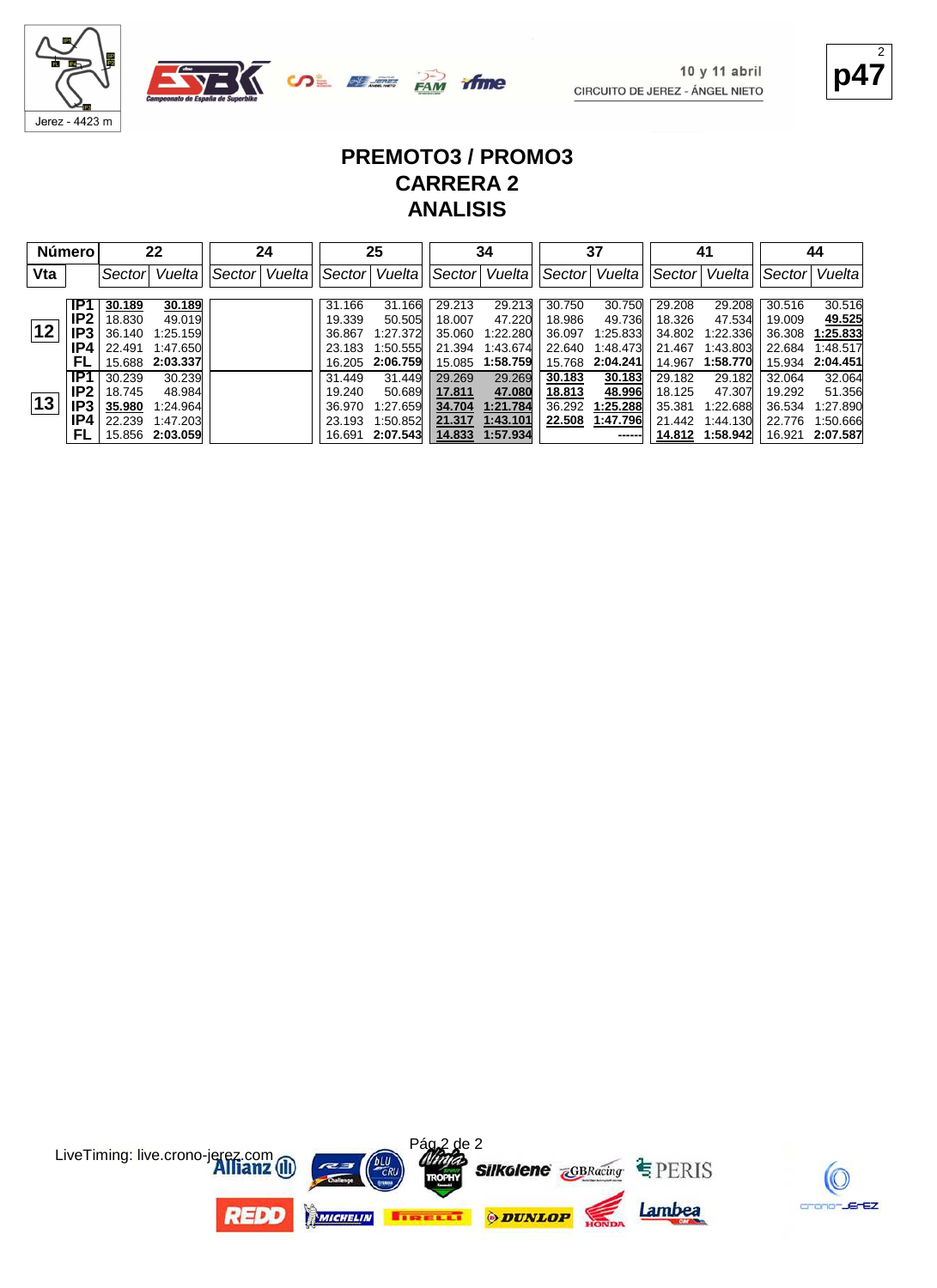# PREMOTO3 / PROMO3
## CARRERA 2
## ANALISIS

| Número | | 22 | | 24 | | 25 | | 34 | | 37 | | 41 | | 44 | |
|---|---|---|---|---|---|---|---|---|---|---|---|---|---|---|---|
| Vta | | Sector | Vuelta | Sector | Vuelta | Sector | Vuelta | Sector | Vuelta | Sector | Vuelta | Sector | Vuelta | Sector | Vuelta |
| 12 | IP1 | **30.189** | **30.189** | | | 31.166 | 31.166 | 29.213 | 29.213 | 30.750 | 30.750 | 29.208 | 29.208 | 30.516 | 30.516 |
| | IP2 | 18.830 | 49.019 | | | 19.339 | 50.505 | 18.007 | 47.220 | 18.986 | 49.736 | 18.326 | 47.534 | 19.009 | **49.525** |
| | IP3 | 36.140 | 1:25.159 | | | 36.867 | 1:27.372 | 35.060 | 1:22.280 | 36.097 | 1:25.833 | 34.802 | 1:22.336 | 36.308 | **1:25.833** |
| | IP4 | 22.491 | 1:47.650 | | | 23.183 | 1:50.555 | 21.394 | 1:43.674 | 22.640 | 1:48.473 | 21.467 | 1:43.803 | 22.684 | 1:48.517 |
| | FL | 15.688 | **2:03.337** | | | 16.205 | **2:06.759** | 15.085 | **1:58.759** | 15.768 | **2:04.241** | 14.967 | **1:58.770** | 15.934 | **2:04.451** |
| 13 | IP1 | 30.239 | 30.239 | | | 31.449 | 31.449 | 29.269 | 29.269 | **30.183** | **30.183** | 29.182 | 29.182 | 32.064 | 32.064 |
| | IP2 | 18.745 | 48.984 | | | 19.240 | 50.689 | **17.811** | **47.080** | **18.813** | **48.996** | 18.125 | 47.307 | 19.292 | 51.356 |
| | IP3 | **35.980** | 1:24.964 | | | 36.970 | 1:27.659 | **34.704** | **1:21.784** | 36.292 | **1:25.288** | 35.381 | 1:22.688 | 36.534 | 1:27.890 |
| | IP4 | 22.239 | 1:47.203 | | | 23.193 | 1:50.852 | **21.317** | **1:43.101** | **22.508** | **1:47.796** | 21.442 | 1:44.130 | 22.776 | 1:50.666 |
| | FL | 15.856 | **2:03.059** | | | 16.691 | **2:07.543** | **14.833** | **1:57.934** | | ------ | **14.812** | **1:58.942** | 16.921 | **2:07.587** |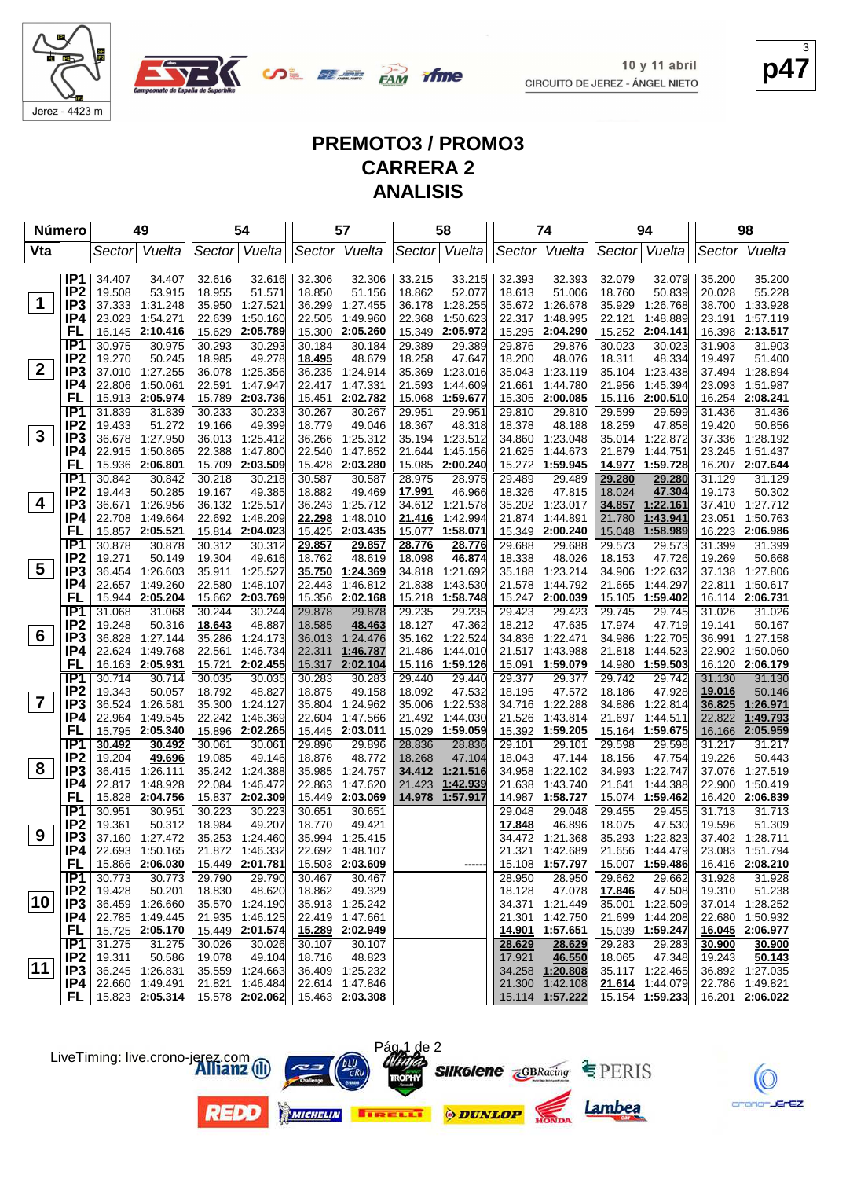10 y 11 abril
CIRCUITO DE JEREZ - ÁNGEL NIETO

Jerez - 4423 m

# PREMOTO3 / PROMO3
# CARRERA 2
# ANALISIS

| Vta | Número | 49 Sector | 49 Vuelta | 54 Sector | 54 Vuelta | 57 Sector | 57 Vuelta | 58 Sector | 58 Vuelta | 74 Sector | 74 Vuelta | 94 Sector | 94 Vuelta | 98 Sector | 98 Vuelta |
|---|---|---|---|---|---|---|---|---|---|---|---|---|---|---|---|
| 1 | IP1 | 34.407 | 34.407 | 32.616 | 32.616 | 32.306 | 32.306 | 33.215 | 33.215 | 32.393 | 32.393 | 32.079 | 32.079 | 35.200 | 35.200 |
| | IP2 | 19.508 | 53.915 | 18.955 | 51.571 | 18.850 | 51.156 | 18.862 | 52.077 | 18.613 | 51.006 | 18.760 | 50.839 | 20.028 | 55.228 |
| | IP3 | 37.333 | 1:31.248 | 35.950 | 1:27.521 | 36.299 | 1:27.455 | 36.178 | 1:28.255 | 35.672 | 1:26.678 | 35.929 | 1:26.768 | 38.700 | 1:33.928 |
| | IP4 | 23.023 | 1:54.271 | 22.639 | 1:50.160 | 22.505 | 1:49.960 | 22.368 | 1:50.623 | 22.317 | 1:48.995 | 22.121 | 1:48.889 | 23.191 | 1:57.119 |
| | FL | 16.145 | 2:10.416 | 15.629 | 2:05.789 | 15.300 | 2:05.260 | 15.349 | 2:05.972 | 15.295 | 2:04.290 | 15.252 | 2:04.141 | 16.398 | 2:13.517 |
| 2 | IP1 | 30.975 | 30.975 | 30.293 | 30.293 | 30.184 | 30.184 | 29.389 | 29.389 | 29.876 | 29.876 | 30.023 | 30.023 | 31.903 | 31.903 |
| | IP2 | 19.270 | 50.245 | 18.985 | 49.278 | 18.495 | 48.679 | 18.258 | 47.647 | 18.200 | 48.076 | 18.311 | 48.334 | 19.497 | 51.400 |
| | IP3 | 37.010 | 1:27.255 | 36.078 | 1:25.356 | 36.235 | 1:24.914 | 35.369 | 1:23.016 | 35.043 | 1:23.119 | 35.104 | 1:23.438 | 37.494 | 1:28.894 |
| | IP4 | 22.806 | 1:50.061 | 22.591 | 1:47.947 | 22.417 | 1:47.331 | 21.593 | 1:44.609 | 21.661 | 1:44.780 | 21.956 | 1:45.394 | 23.093 | 1:51.987 |
| | FL | 15.913 | 2:05.974 | 15.789 | 2:03.736 | 15.451 | 2:02.782 | 15.068 | 1:59.677 | 15.305 | 2:00.085 | 15.116 | 2:00.510 | 16.254 | 2:08.241 |
| 3 | IP1 | 31.839 | 31.839 | 30.233 | 30.233 | 30.267 | 30.267 | 29.951 | 29.951 | 29.810 | 29.810 | 29.599 | 29.599 | 31.436 | 31.436 |
| | IP2 | 19.433 | 51.272 | 19.166 | 49.399 | 18.779 | 49.046 | 18.367 | 48.318 | 18.378 | 48.188 | 18.259 | 47.858 | 19.420 | 50.856 |
| | IP3 | 36.678 | 1:27.950 | 36.013 | 1:25.412 | 36.266 | 1:25.312 | 35.194 | 1:23.512 | 34.860 | 1:23.048 | 35.014 | 1:22.872 | 37.336 | 1:28.192 |
| | IP4 | 22.915 | 1:50.865 | 22.388 | 1:47.800 | 22.540 | 1:47.852 | 21.644 | 1:45.156 | 21.625 | 1:44.673 | 21.879 | 1:44.751 | 23.245 | 1:51.437 |
| | FL | 15.936 | 2:06.801 | 15.709 | 2:03.509 | 15.428 | 2:03.280 | 15.085 | 2:00.240 | 15.272 | 1:59.945 | 14.977 | 1:59.728 | 16.207 | 2:07.644 |
| 4 | IP1 | 30.842 | 30.842 | 30.218 | 30.218 | 30.587 | 30.587 | 28.975 | 28.975 | 29.489 | 29.489 | 29.280 | 29.280 | 31.129 | 31.129 |
| | IP2 | 19.443 | 50.285 | 19.167 | 49.385 | 18.882 | 49.469 | 17.991 | 46.966 | 18.326 | 47.815 | 18.024 | 47.304 | 19.173 | 50.302 |
| | IP3 | 36.671 | 1:26.956 | 36.132 | 1:25.517 | 36.243 | 1:25.712 | 34.612 | 1:21.578 | 35.202 | 1:23.017 | 34.857 | 1:22.161 | 37.410 | 1:27.712 |
| | IP4 | 22.708 | 1:49.664 | 22.692 | 1:48.209 | 22.298 | 1:48.010 | 21.416 | 1:42.994 | 21.874 | 1:44.891 | 21.780 | 1:43.941 | 23.051 | 1:50.763 |
| | FL | 15.857 | 2:05.521 | 15.814 | 2:04.023 | 15.425 | 2:03.435 | 15.077 | 1:58.071 | 15.349 | 2:00.240 | 15.048 | 1:58.989 | 16.223 | 2:06.986 |
| 5 | IP1 | 30.878 | 30.878 | 30.312 | 30.312 | 29.857 | 29.857 | 28.776 | 28.776 | 29.688 | 29.688 | 29.573 | 29.573 | 31.399 | 31.399 |
| | IP2 | 19.271 | 50.149 | 19.304 | 49.616 | 18.762 | 48.619 | 18.098 | 46.874 | 18.338 | 48.026 | 18.153 | 47.726 | 19.269 | 50.668 |
| | IP3 | 36.454 | 1:26.603 | 35.911 | 1:25.527 | 35.750 | 1:24.369 | 34.818 | 1:21.692 | 35.188 | 1:23.214 | 34.906 | 1:22.632 | 37.138 | 1:27.806 |
| | IP4 | 22.657 | 1:49.260 | 22.580 | 1:48.107 | 22.443 | 1:46.812 | 21.838 | 1:43.530 | 21.578 | 1:44.792 | 21.665 | 1:44.297 | 22.811 | 1:50.617 |
| | FL | 15.944 | 2:05.204 | 15.662 | 2:03.769 | 15.356 | 2:02.168 | 15.218 | 1:58.748 | 15.247 | 2:00.039 | 15.105 | 1:59.402 | 16.114 | 2:06.731 |
| 6 | IP1 | 31.068 | 31.068 | 30.244 | 30.244 | 29.878 | 29.878 | 29.235 | 29.235 | 29.423 | 29.423 | 29.745 | 29.745 | 31.026 | 31.026 |
| | IP2 | 19.248 | 50.316 | 18.643 | 48.887 | 18.585 | 48.463 | 18.127 | 47.362 | 18.212 | 47.635 | 17.974 | 47.719 | 19.141 | 50.167 |
| | IP3 | 36.828 | 1:27.144 | 35.286 | 1:24.173 | 36.013 | 1:24.476 | 35.162 | 1:22.524 | 34.836 | 1:22.471 | 34.986 | 1:22.705 | 36.991 | 1:27.158 |
| | IP4 | 22.624 | 1:49.768 | 22.561 | 1:46.734 | 22.311 | 1:46.787 | 21.486 | 1:44.010 | 21.517 | 1:43.988 | 21.818 | 1:44.523 | 22.902 | 1:50.060 |
| | FL | 16.163 | 2:05.931 | 15.721 | 2:02.455 | 15.317 | 2:02.104 | 15.116 | 1:59.126 | 15.091 | 1:59.079 | 14.980 | 1:59.503 | 16.120 | 2:06.179 |
| 7 | IP1 | 30.714 | 30.714 | 30.035 | 30.035 | 30.283 | 30.283 | 29.440 | 29.440 | 29.377 | 29.377 | 29.742 | 29.742 | 31.130 | 31.130 |
| | IP2 | 19.343 | 50.057 | 18.792 | 48.827 | 18.875 | 49.158 | 18.092 | 47.532 | 18.195 | 47.572 | 18.186 | 47.928 | 19.016 | 50.146 |
| | IP3 | 36.524 | 1:26.581 | 35.300 | 1:24.127 | 35.804 | 1:24.962 | 35.006 | 1:22.538 | 34.716 | 1:22.288 | 34.886 | 1:22.814 | 36.825 | 1:26.971 |
| | IP4 | 22.964 | 1:49.545 | 22.242 | 1:46.369 | 22.604 | 1:47.566 | 21.492 | 1:44.030 | 21.526 | 1:43.814 | 21.697 | 1:44.511 | 22.822 | 1:49.793 |
| | FL | 15.795 | 2:05.340 | 15.896 | 2:02.265 | 15.445 | 2:03.011 | 15.029 | 1:59.059 | 15.392 | 1:59.205 | 15.164 | 1:59.675 | 16.166 | 2:05.959 |
| 8 | IP1 | 30.492 | 30.492 | 30.061 | 30.061 | 29.896 | 29.896 | 28.836 | 28.836 | 29.101 | 29.101 | 29.598 | 29.598 | 31.217 | 31.217 |
| | IP2 | 19.204 | 49.696 | 19.085 | 49.146 | 18.876 | 48.772 | 18.268 | 47.104 | 18.043 | 47.144 | 18.156 | 47.754 | 19.226 | 50.443 |
| | IP3 | 36.415 | 1:26.111 | 35.242 | 1:24.388 | 35.985 | 1:24.757 | 34.412 | 1:21.516 | 34.958 | 1:22.102 | 34.993 | 1:22.747 | 37.076 | 1:27.519 |
| | IP4 | 22.817 | 1:48.928 | 22.084 | 1:46.472 | 22.863 | 1:47.620 | 21.423 | 1:42.939 | 21.638 | 1:43.740 | 21.641 | 1:44.388 | 22.900 | 1:50.419 |
| | FL | 15.828 | 2:04.756 | 15.837 | 2:02.309 | 15.449 | 2:03.069 | 14.978 | 1:57.917 | 14.987 | 1:58.727 | 15.074 | 1:59.462 | 16.420 | 2:06.839 |
| 9 | IP1 | 30.951 | 30.951 | 30.223 | 30.223 | 30.651 | 30.651 | | | 29.048 | 29.048 | 29.455 | 29.455 | 31.713 | 31.713 |
| | IP2 | 19.361 | 50.312 | 18.984 | 49.207 | 18.770 | 49.421 | | | 17.848 | 46.896 | 18.075 | 47.530 | 19.596 | 51.309 |
| | IP3 | 37.160 | 1:27.472 | 35.253 | 1:24.460 | 35.994 | 1:25.415 | | | 34.472 | 1:21.368 | 35.293 | 1:22.823 | 37.402 | 1:28.711 |
| | IP4 | 22.693 | 1:50.165 | 21.872 | 1:46.332 | 22.692 | 1:48.107 | | | 21.321 | 1:42.689 | 21.656 | 1:44.479 | 23.083 | 1:51.794 |
| | FL | 15.866 | 2:06.030 | 15.449 | 2:01.781 | 15.503 | 2:03.609 | | ------ | 15.108 | 1:57.797 | 15.007 | 1:59.486 | 16.416 | 2:08.210 |
| 10 | IP1 | 30.773 | 30.773 | 29.790 | 29.790 | 30.467 | 30.467 | | | 28.950 | 28.950 | 29.662 | 29.662 | 31.928 | 31.928 |
| | IP2 | 19.428 | 50.201 | 18.830 | 48.620 | 18.862 | 49.329 | | | 18.128 | 47.078 | 17.846 | 47.508 | 19.310 | 51.238 |
| | IP3 | 36.459 | 1:26.660 | 35.570 | 1:24.190 | 35.913 | 1:25.242 | | | 34.371 | 1:21.449 | 35.001 | 1:22.509 | 37.014 | 1:28.252 |
| | IP4 | 22.785 | 1:49.445 | 21.935 | 1:46.125 | 22.419 | 1:47.661 | | | 21.301 | 1:42.750 | 21.699 | 1:44.208 | 22.680 | 1:50.932 |
| | FL | 15.725 | 2:05.170 | 15.449 | 2:01.574 | 15.289 | 2:02.949 | | | 14.901 | 1:57.651 | 15.039 | 1:59.247 | 16.045 | 2:06.977 |
| 11 | IP1 | 31.275 | 31.275 | 30.026 | 30.026 | 30.107 | 30.107 | | | 28.629 | 28.629 | 29.283 | 29.283 | 30.900 | 30.900 |
| | IP2 | 19.311 | 50.586 | 19.078 | 49.104 | 18.716 | 48.823 | | | 17.921 | 46.550 | 18.065 | 47.348 | 19.243 | 50.143 |
| | IP3 | 36.245 | 1:26.831 | 35.559 | 1:24.663 | 36.409 | 1:25.232 | | | 34.258 | 1:20.808 | 35.117 | 1:22.465 | 36.892 | 1:27.035 |
| | IP4 | 22.660 | 1:49.491 | 21.821 | 1:46.484 | 22.614 | 1:47.846 | | | 21.300 | 1:42.108 | 21.614 | 1:44.079 | 22.786 | 1:49.821 |
| | FL | 15.823 | 2:05.314 | 15.578 | 2:02.062 | 15.463 | 2:03.308 | | | 15.114 | 1:57.222 | 15.154 | 1:59.233 | 16.201 | 2:06.022 |

LiveTiming: live.crono-jerez.com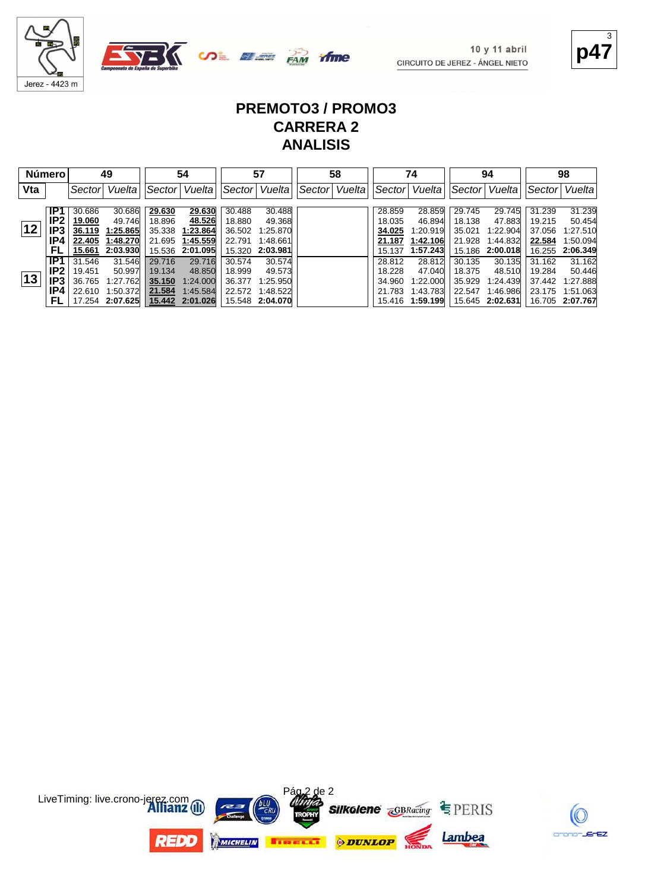10 y 11 abril

CIRCUITO DE JEREZ - ÁNGEL NIETO

# PREMOTO3 / PROMO3
## CARRERA 2
## ANALISIS

| Número | | 49 | | 54 | | 57 | | 58 | | 74 | | 94 | | 98 | |
|---|---|---|---|---|---|---|---|---|---|---|---|---|---|---|---|
| Vta | | Sector | Vuelta | Sector | Vuelta | Sector | Vuelta | Sector | Vuelta | Sector | Vuelta | Sector | Vuelta | Sector | Vuelta |
| 12 | IP1 | 30.686 | 30.686 | 29.630 | 29.630 | 30.488 | 30.488 | | | 28.859 | 28.859 | 29.745 | 29.745 | 31.239 | 31.239 |
| | IP2 | 19.060 | 49.746 | 18.896 | 48.526 | 18.880 | 49.368 | | | 18.035 | 46.894 | 18.138 | 47.883 | 19.215 | 50.454 |
| | IP3 | 36.119 | 1:25.865 | 35.338 | 1:23.864 | 36.502 | 1:25.870 | | | 34.025 | 1:20.919 | 35.021 | 1:22.904 | 37.056 | 1:27.510 |
| | IP4 | 22.405 | 1:48.270 | 21.695 | 1:45.559 | 22.791 | 1:48.661 | | | 21.187 | 1:42.106 | 21.928 | 1:44.832 | 22.584 | 1:50.094 |
| | FL | 15.661 | 2:03.930 | 15.536 | 2:01.095 | 15.320 | 2:03.981 | | | 15.137 | 1:57.243 | 15.186 | 2:00.018 | 16.255 | 2:06.349 |
| 13 | IP1 | 31.546 | 31.546 | 29.716 | 29.716 | 30.574 | 30.574 | | | 28.812 | 28.812 | 30.135 | 30.135 | 31.162 | 31.162 |
| | IP2 | 19.451 | 50.997 | 19.134 | 48.850 | 18.999 | 49.573 | | | 18.228 | 47.040 | 18.375 | 48.510 | 19.284 | 50.446 |
| | IP3 | 36.765 | 1:27.762 | 35.150 | 1:24.000 | 36.377 | 1:25.950 | | | 34.960 | 1:22.000 | 35.929 | 1:24.439 | 37.442 | 1:27.888 |
| | IP4 | 22.610 | 1:50.372 | 21.584 | 1:45.584 | 22.572 | 1:48.522 | | | 21.783 | 1:43.783 | 22.547 | 1:46.986 | 23.175 | 1:51.063 |
| | FL | 17.254 | 2:07.625 | 15.442 | 2:01.026 | 15.548 | 2:04.070 | | | 15.416 | 1:59.199 | 15.645 | 2:02.631 | 16.705 | 2:07.767 |

LiveTiming: live.crono-jerez.com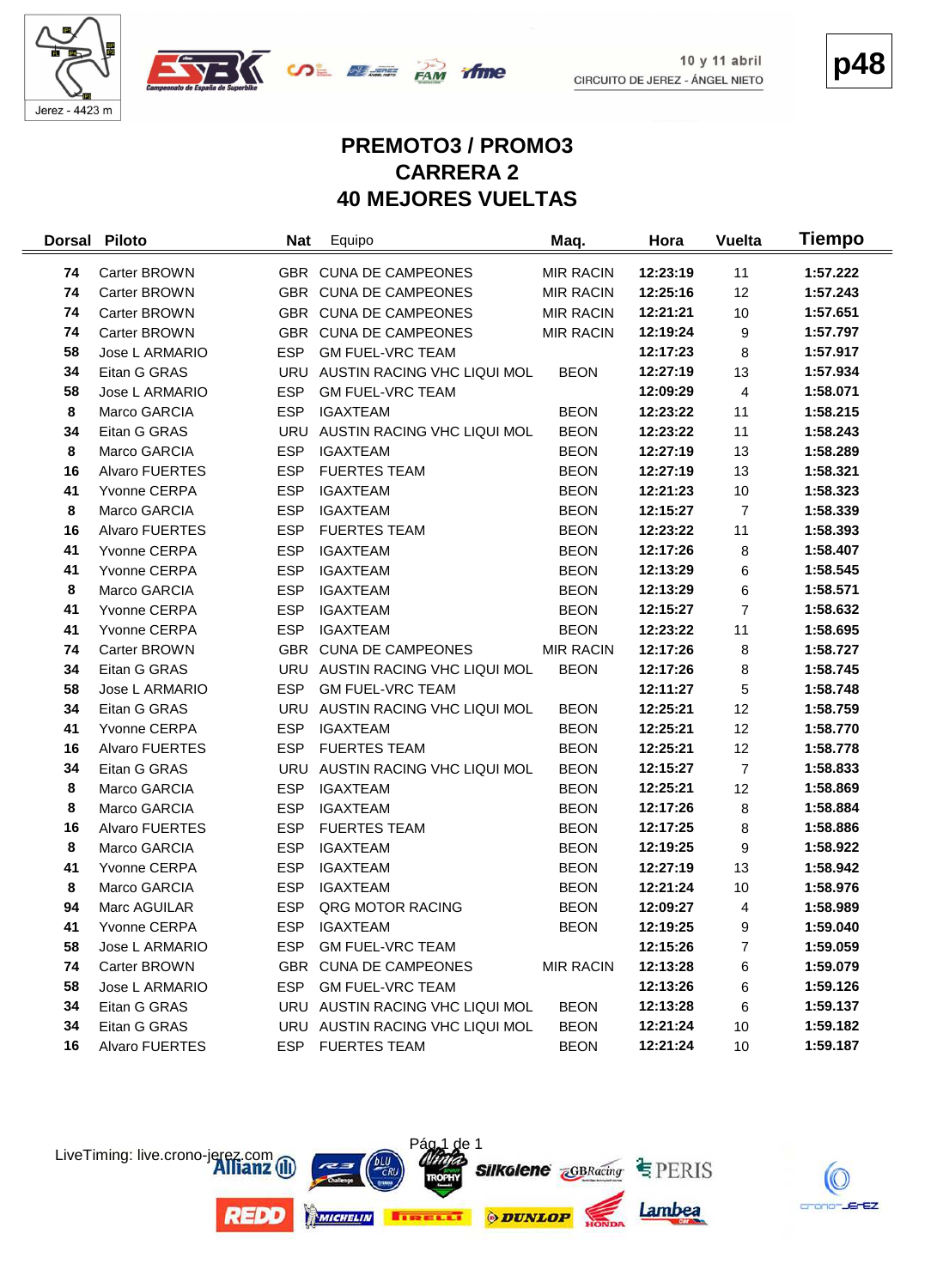10 y 11 abril
CIRCUITO DE JEREZ - ÁNGEL NIETO

p48

# PREMOTO3 / PROMO3
# CARRERA 2
# 40 MEJORES VUELTAS

| Dorsal | Piloto | Nat | Equipo | Maq. | Hora | Vuelta | Tiempo |
|---|---|---|---|---|---|---|---|
| 74 | Carter BROWN | GBR | CUNA DE CAMPEONES | MIR RACIN | 12:23:19 | 11 | 1:57.222 |
| 74 | Carter BROWN | GBR | CUNA DE CAMPEONES | MIR RACIN | 12:25:16 | 12 | 1:57.243 |
| 74 | Carter BROWN | GBR | CUNA DE CAMPEONES | MIR RACIN | 12:21:21 | 10 | 1:57.651 |
| 74 | Carter BROWN | GBR | CUNA DE CAMPEONES | MIR RACIN | 12:19:24 | 9 | 1:57.797 |
| 58 | Jose L ARMARIO | ESP | GM FUEL-VRC TEAM | | 12:17:23 | 8 | 1:57.917 |
| 34 | Eitan G GRAS | URU | AUSTIN RACING VHC LIQUI MOL | BEON | 12:27:19 | 13 | 1:57.934 |
| 58 | Jose L ARMARIO | ESP | GM FUEL-VRC TEAM | | 12:09:29 | 4 | 1:58.071 |
| 8 | Marco GARCIA | ESP | IGAXTEAM | BEON | 12:23:22 | 11 | 1:58.215 |
| 34 | Eitan G GRAS | URU | AUSTIN RACING VHC LIQUI MOL | BEON | 12:23:22 | 11 | 1:58.243 |
| 8 | Marco GARCIA | ESP | IGAXTEAM | BEON | 12:27:19 | 13 | 1:58.289 |
| 16 | Alvaro FUERTES | ESP | FUERTES TEAM | BEON | 12:27:19 | 13 | 1:58.321 |
| 41 | Yvonne CERPA | ESP | IGAXTEAM | BEON | 12:21:23 | 10 | 1:58.323 |
| 8 | Marco GARCIA | ESP | IGAXTEAM | BEON | 12:15:27 | 7 | 1:58.339 |
| 16 | Alvaro FUERTES | ESP | FUERTES TEAM | BEON | 12:23:22 | 11 | 1:58.393 |
| 41 | Yvonne CERPA | ESP | IGAXTEAM | BEON | 12:17:26 | 8 | 1:58.407 |
| 41 | Yvonne CERPA | ESP | IGAXTEAM | BEON | 12:13:29 | 6 | 1:58.545 |
| 8 | Marco GARCIA | ESP | IGAXTEAM | BEON | 12:13:29 | 6 | 1:58.571 |
| 41 | Yvonne CERPA | ESP | IGAXTEAM | BEON | 12:15:27 | 7 | 1:58.632 |
| 41 | Yvonne CERPA | ESP | IGAXTEAM | BEON | 12:23:22 | 11 | 1:58.695 |
| 74 | Carter BROWN | GBR | CUNA DE CAMPEONES | MIR RACIN | 12:17:26 | 8 | 1:58.727 |
| 34 | Eitan G GRAS | URU | AUSTIN RACING VHC LIQUI MOL | BEON | 12:17:26 | 8 | 1:58.745 |
| 58 | Jose L ARMARIO | ESP | GM FUEL-VRC TEAM | | 12:11:27 | 5 | 1:58.748 |
| 34 | Eitan G GRAS | URU | AUSTIN RACING VHC LIQUI MOL | BEON | 12:25:21 | 12 | 1:58.759 |
| 41 | Yvonne CERPA | ESP | IGAXTEAM | BEON | 12:25:21 | 12 | 1:58.770 |
| 16 | Alvaro FUERTES | ESP | FUERTES TEAM | BEON | 12:25:21 | 12 | 1:58.778 |
| 34 | Eitan G GRAS | URU | AUSTIN RACING VHC LIQUI MOL | BEON | 12:15:27 | 7 | 1:58.833 |
| 8 | Marco GARCIA | ESP | IGAXTEAM | BEON | 12:25:21 | 12 | 1:58.869 |
| 8 | Marco GARCIA | ESP | IGAXTEAM | BEON | 12:17:26 | 8 | 1:58.884 |
| 16 | Alvaro FUERTES | ESP | FUERTES TEAM | BEON | 12:17:25 | 8 | 1:58.886 |
| 8 | Marco GARCIA | ESP | IGAXTEAM | BEON | 12:19:25 | 9 | 1:58.922 |
| 41 | Yvonne CERPA | ESP | IGAXTEAM | BEON | 12:27:19 | 13 | 1:58.942 |
| 8 | Marco GARCIA | ESP | IGAXTEAM | BEON | 12:21:24 | 10 | 1:58.976 |
| 94 | Marc AGUILAR | ESP | QRG MOTOR RACING | BEON | 12:09:27 | 4 | 1:58.989 |
| 41 | Yvonne CERPA | ESP | IGAXTEAM | BEON | 12:19:25 | 9 | 1:59.040 |
| 58 | Jose L ARMARIO | ESP | GM FUEL-VRC TEAM | | 12:15:26 | 7 | 1:59.059 |
| 74 | Carter BROWN | GBR | CUNA DE CAMPEONES | MIR RACIN | 12:13:28 | 6 | 1:59.079 |
| 58 | Jose L ARMARIO | ESP | GM FUEL-VRC TEAM | | 12:13:26 | 6 | 1:59.126 |
| 34 | Eitan G GRAS | URU | AUSTIN RACING VHC LIQUI MOL | BEON | 12:13:28 | 6 | 1:59.137 |
| 34 | Eitan G GRAS | URU | AUSTIN RACING VHC LIQUI MOL | BEON | 12:21:24 | 10 | 1:59.182 |
| 16 | Alvaro FUERTES | ESP | FUERTES TEAM | BEON | 12:21:24 | 10 | 1:59.187 |

LiveTiming: live.crono-jerez.com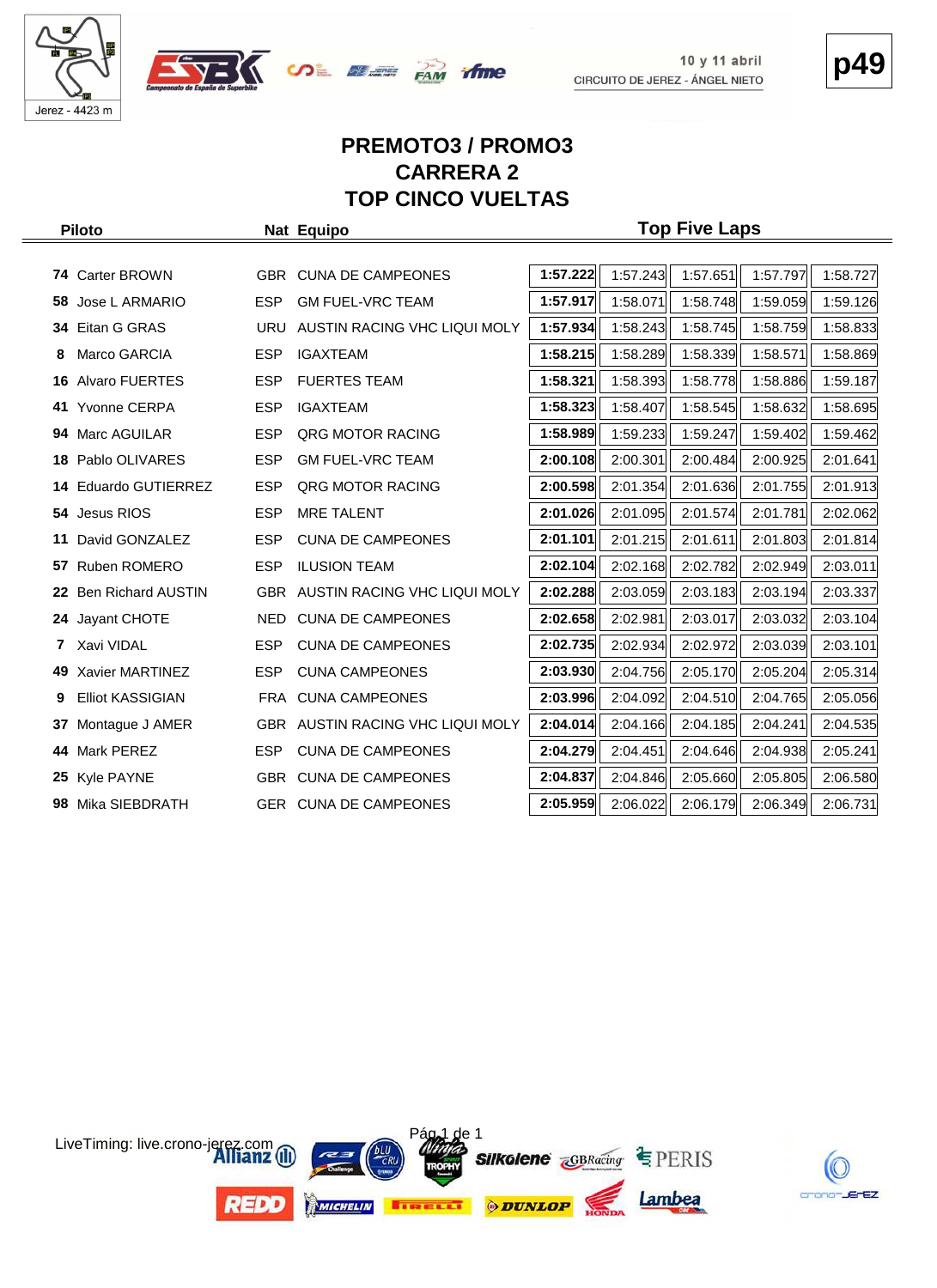# PREMOTO3 / PROMO3
# CARRERA 2
# TOP CINCO VUELTAS

| | Piloto | Nat | Equipo | Top Five Laps | | | | |
|---|---|---|---|---|---|---|---|---|
| 74 | Carter BROWN | GBR | CUNA DE CAMPEONES | **1:57.222** | 1:57.243 | 1:57.651 | 1:57.797 | 1:58.727 |
| 58 | Jose L ARMARIO | ESP | GM FUEL-VRC TEAM | **1:57.917** | 1:58.071 | 1:58.748 | 1:59.059 | 1:59.126 |
| 34 | Eitan G GRAS | URU | AUSTIN RACING VHC LIQUI MOLY | **1:57.934** | 1:58.243 | 1:58.745 | 1:58.759 | 1:58.833 |
| 8 | Marco GARCIA | ESP | IGAXTEAM | **1:58.215** | 1:58.289 | 1:58.339 | 1:58.571 | 1:58.869 |
| 16 | Alvaro FUERTES | ESP | FUERTES TEAM | **1:58.321** | 1:58.393 | 1:58.778 | 1:58.886 | 1:59.187 |
| 41 | Yvonne CERPA | ESP | IGAXTEAM | **1:58.323** | 1:58.407 | 1:58.545 | 1:58.632 | 1:58.695 |
| 94 | Marc AGUILAR | ESP | QRG MOTOR RACING | **1:58.989** | 1:59.233 | 1:59.247 | 1:59.402 | 1:59.462 |
| 18 | Pablo OLIVARES | ESP | GM FUEL-VRC TEAM | **2:00.108** | 2:00.301 | 2:00.484 | 2:00.925 | 2:01.641 |
| 14 | Eduardo GUTIERREZ | ESP | QRG MOTOR RACING | **2:00.598** | 2:01.354 | 2:01.636 | 2:01.755 | 2:01.913 |
| 54 | Jesus RIOS | ESP | MRE TALENT | **2:01.026** | 2:01.095 | 2:01.574 | 2:01.781 | 2:02.062 |
| 11 | David GONZALEZ | ESP | CUNA DE CAMPEONES | **2:01.101** | 2:01.215 | 2:01.611 | 2:01.803 | 2:01.814 |
| 57 | Ruben ROMERO | ESP | ILUSION TEAM | **2:02.104** | 2:02.168 | 2:02.782 | 2:02.949 | 2:03.011 |
| 22 | Ben Richard AUSTIN | GBR | AUSTIN RACING VHC LIQUI MOLY | **2:02.288** | 2:03.059 | 2:03.183 | 2:03.194 | 2:03.337 |
| 24 | Jayant CHOTE | NED | CUNA DE CAMPEONES | **2:02.658** | 2:02.981 | 2:03.017 | 2:03.032 | 2:03.104 |
| 7 | Xavi VIDAL | ESP | CUNA DE CAMPEONES | **2:02.735** | 2:02.934 | 2:02.972 | 2:03.039 | 2:03.101 |
| 49 | Xavier MARTINEZ | ESP | CUNA CAMPEONES | **2:03.930** | 2:04.756 | 2:05.170 | 2:05.204 | 2:05.314 |
| 9 | Elliot KASSIGIAN | FRA | CUNA CAMPEONES | **2:03.996** | 2:04.092 | 2:04.510 | 2:04.765 | 2:05.056 |
| 37 | Montague J AMER | GBR | AUSTIN RACING VHC LIQUI MOLY | **2:04.014** | 2:04.166 | 2:04.185 | 2:04.241 | 2:04.535 |
| 44 | Mark PEREZ | ESP | CUNA DE CAMPEONES | **2:04.279** | 2:04.451 | 2:04.646 | 2:04.938 | 2:05.241 |
| 25 | Kyle PAYNE | GBR | CUNA DE CAMPEONES | **2:04.837** | 2:04.846 | 2:05.660 | 2:05.805 | 2:06.580 |
| 98 | Mika SIEBDRATH | GER | CUNA DE CAMPEONES | **2:05.959** | 2:06.022 | 2:06.179 | 2:06.349 | 2:06.731 |

LiveTiming: live.crono-jerez.com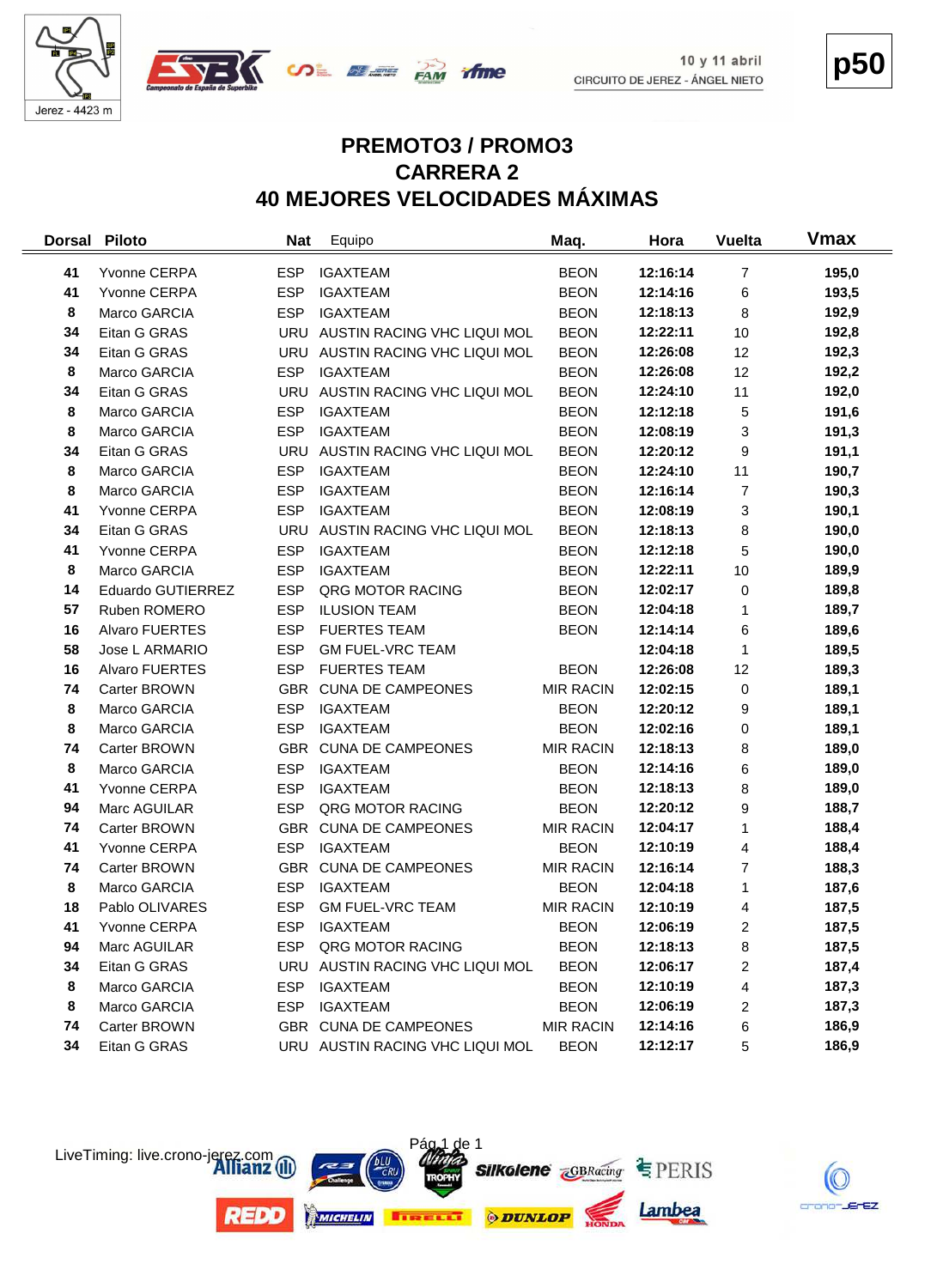Jerez - 4423 m

10 y 11 abril
CIRCUITO DE JEREZ - ÁNGEL NIETO

p50

# PREMOTO3 / PROMO3
# CARRERA 2
# 40 MEJORES VELOCIDADES MÁXIMAS

| Dorsal | Piloto | Nat | Equipo | Maq. | Hora | Vuelta | Vmax |
|---|---|---|---|---|---|---|---|
| 41 | Yvonne CERPA | ESP | IGAXTEAM | BEON | 12:16:14 | 7 | 195,0 |
| 41 | Yvonne CERPA | ESP | IGAXTEAM | BEON | 12:14:16 | 6 | 193,5 |
| 8 | Marco GARCIA | ESP | IGAXTEAM | BEON | 12:18:13 | 8 | 192,9 |
| 34 | Eitan G GRAS | URU | AUSTIN RACING VHC LIQUI MOL | BEON | 12:22:11 | 10 | 192,8 |
| 34 | Eitan G GRAS | URU | AUSTIN RACING VHC LIQUI MOL | BEON | 12:26:08 | 12 | 192,3 |
| 8 | Marco GARCIA | ESP | IGAXTEAM | BEON | 12:26:08 | 12 | 192,2 |
| 34 | Eitan G GRAS | URU | AUSTIN RACING VHC LIQUI MOL | BEON | 12:24:10 | 11 | 192,0 |
| 8 | Marco GARCIA | ESP | IGAXTEAM | BEON | 12:12:18 | 5 | 191,6 |
| 8 | Marco GARCIA | ESP | IGAXTEAM | BEON | 12:08:19 | 3 | 191,3 |
| 34 | Eitan G GRAS | URU | AUSTIN RACING VHC LIQUI MOL | BEON | 12:20:12 | 9 | 191,1 |
| 8 | Marco GARCIA | ESP | IGAXTEAM | BEON | 12:24:10 | 11 | 190,7 |
| 8 | Marco GARCIA | ESP | IGAXTEAM | BEON | 12:16:14 | 7 | 190,3 |
| 41 | Yvonne CERPA | ESP | IGAXTEAM | BEON | 12:08:19 | 3 | 190,1 |
| 34 | Eitan G GRAS | URU | AUSTIN RACING VHC LIQUI MOL | BEON | 12:18:13 | 8 | 190,0 |
| 41 | Yvonne CERPA | ESP | IGAXTEAM | BEON | 12:12:18 | 5 | 190,0 |
| 8 | Marco GARCIA | ESP | IGAXTEAM | BEON | 12:22:11 | 10 | 189,9 |
| 14 | Eduardo GUTIERREZ | ESP | QRG MOTOR RACING | BEON | 12:02:17 | 0 | 189,8 |
| 57 | Ruben ROMERO | ESP | ILUSION TEAM | BEON | 12:04:18 | 1 | 189,7 |
| 16 | Alvaro FUERTES | ESP | FUERTES TEAM | BEON | 12:14:14 | 6 | 189,6 |
| 58 | Jose L ARMARIO | ESP | GM FUEL-VRC TEAM | | 12:04:18 | 1 | 189,5 |
| 16 | Alvaro FUERTES | ESP | FUERTES TEAM | BEON | 12:26:08 | 12 | 189,3 |
| 74 | Carter BROWN | GBR | CUNA DE CAMPEONES | MIR RACIN | 12:02:15 | 0 | 189,1 |
| 8 | Marco GARCIA | ESP | IGAXTEAM | BEON | 12:20:12 | 9 | 189,1 |
| 8 | Marco GARCIA | ESP | IGAXTEAM | BEON | 12:02:16 | 0 | 189,1 |
| 74 | Carter BROWN | GBR | CUNA DE CAMPEONES | MIR RACIN | 12:18:13 | 8 | 189,0 |
| 8 | Marco GARCIA | ESP | IGAXTEAM | BEON | 12:14:16 | 6 | 189,0 |
| 41 | Yvonne CERPA | ESP | IGAXTEAM | BEON | 12:18:13 | 8 | 189,0 |
| 94 | Marc AGUILAR | ESP | QRG MOTOR RACING | BEON | 12:20:12 | 9 | 188,7 |
| 74 | Carter BROWN | GBR | CUNA DE CAMPEONES | MIR RACIN | 12:04:17 | 1 | 188,4 |
| 41 | Yvonne CERPA | ESP | IGAXTEAM | BEON | 12:10:19 | 4 | 188,4 |
| 74 | Carter BROWN | GBR | CUNA DE CAMPEONES | MIR RACIN | 12:16:14 | 7 | 188,3 |
| 8 | Marco GARCIA | ESP | IGAXTEAM | BEON | 12:04:18 | 1 | 187,6 |
| 18 | Pablo OLIVARES | ESP | GM FUEL-VRC TEAM | MIR RACIN | 12:10:19 | 4 | 187,5 |
| 41 | Yvonne CERPA | ESP | IGAXTEAM | BEON | 12:06:19 | 2 | 187,5 |
| 94 | Marc AGUILAR | ESP | QRG MOTOR RACING | BEON | 12:18:13 | 8 | 187,5 |
| 34 | Eitan G GRAS | URU | AUSTIN RACING VHC LIQUI MOL | BEON | 12:06:17 | 2 | 187,4 |
| 8 | Marco GARCIA | ESP | IGAXTEAM | BEON | 12:10:19 | 4 | 187,3 |
| 8 | Marco GARCIA | ESP | IGAXTEAM | BEON | 12:06:19 | 2 | 187,3 |
| 74 | Carter BROWN | GBR | CUNA DE CAMPEONES | MIR RACIN | 12:14:16 | 6 | 186,9 |
| 34 | Eitan G GRAS | URU | AUSTIN RACING VHC LIQUI MOL | BEON | 12:12:17 | 5 | 186,9 |

LiveTiming: live.crono-jerez.com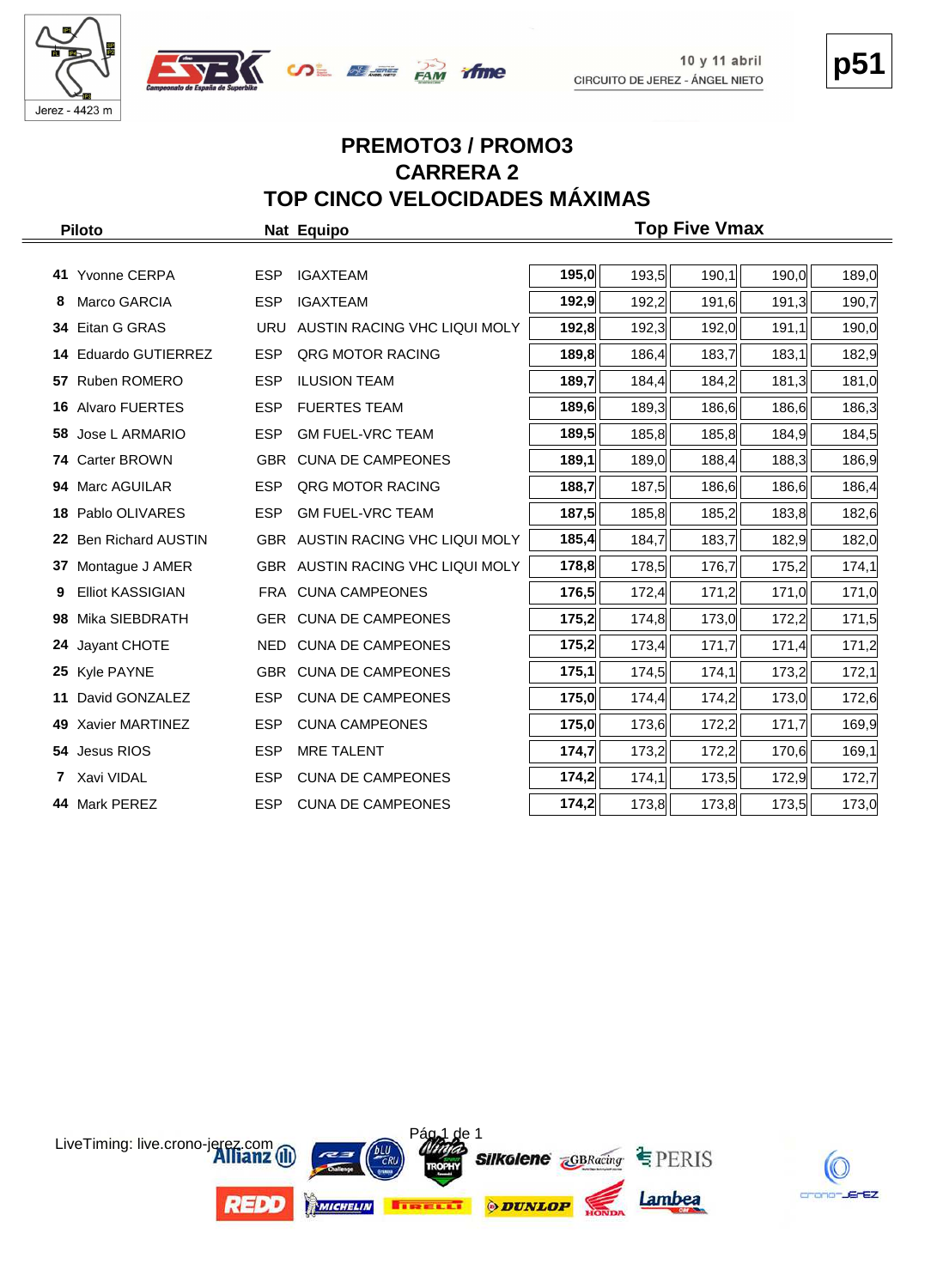10 y 11 abril
CIRCUITO DE JEREZ - ÁNGEL NIETO

# PREMOTO3 / PROMO3
# CARRERA 2
# TOP CINCO VELOCIDADES MÁXIMAS

| | Piloto | Nat | Equipo | Top Five Vmax | | | | |
|---|---|---|---|---|---|---|---|---|
| 41 | Yvonne CERPA | ESP | IGAXTEAM | **195,0** | 193,5 | 190,1 | 190,0 | 189,0 |
| 8 | Marco GARCIA | ESP | IGAXTEAM | **192,9** | 192,2 | 191,6 | 191,3 | 190,7 |
| 34 | Eitan G GRAS | URU | AUSTIN RACING VHC LIQUI MOLY | **192,8** | 192,3 | 192,0 | 191,1 | 190,0 |
| 14 | Eduardo GUTIERREZ | ESP | QRG MOTOR RACING | **189,8** | 186,4 | 183,7 | 183,1 | 182,9 |
| 57 | Ruben ROMERO | ESP | ILUSION TEAM | **189,7** | 184,4 | 184,2 | 181,3 | 181,0 |
| 16 | Alvaro FUERTES | ESP | FUERTES TEAM | **189,6** | 189,3 | 186,6 | 186,6 | 186,3 |
| 58 | Jose L ARMARIO | ESP | GM FUEL-VRC TEAM | **189,5** | 185,8 | 185,8 | 184,9 | 184,5 |
| 74 | Carter BROWN | GBR | CUNA DE CAMPEONES | **189,1** | 189,0 | 188,4 | 188,3 | 186,9 |
| 94 | Marc AGUILAR | ESP | QRG MOTOR RACING | **188,7** | 187,5 | 186,6 | 186,6 | 186,4 |
| 18 | Pablo OLIVARES | ESP | GM FUEL-VRC TEAM | **187,5** | 185,8 | 185,2 | 183,8 | 182,6 |
| 22 | Ben Richard AUSTIN | GBR | AUSTIN RACING VHC LIQUI MOLY | **185,4** | 184,7 | 183,7 | 182,9 | 182,0 |
| 37 | Montague J AMER | GBR | AUSTIN RACING VHC LIQUI MOLY | **178,8** | 178,5 | 176,7 | 175,2 | 174,1 |
| 9 | Elliot KASSIGIAN | FRA | CUNA CAMPEONES | **176,5** | 172,4 | 171,2 | 171,0 | 171,0 |
| 98 | Mika SIEBDRATH | GER | CUNA DE CAMPEONES | **175,2** | 174,8 | 173,0 | 172,2 | 171,5 |
| 24 | Jayant CHOTE | NED | CUNA DE CAMPEONES | **175,2** | 173,4 | 171,7 | 171,4 | 171,2 |
| 25 | Kyle PAYNE | GBR | CUNA DE CAMPEONES | **175,1** | 174,5 | 174,1 | 173,2 | 172,1 |
| 11 | David GONZALEZ | ESP | CUNA DE CAMPEONES | **175,0** | 174,4 | 174,2 | 173,0 | 172,6 |
| 49 | Xavier MARTINEZ | ESP | CUNA CAMPEONES | **175,0** | 173,6 | 172,2 | 171,7 | 169,9 |
| 54 | Jesus RIOS | ESP | MRE TALENT | **174,7** | 173,2 | 172,2 | 170,6 | 169,1 |
| 7 | Xavi VIDAL | ESP | CUNA DE CAMPEONES | **174,2** | 174,1 | 173,5 | 172,9 | 172,7 |
| 44 | Mark PEREZ | ESP | CUNA DE CAMPEONES | **174,2** | 173,8 | 173,8 | 173,5 | 173,0 |

LiveTiming: live.crono-jerez.com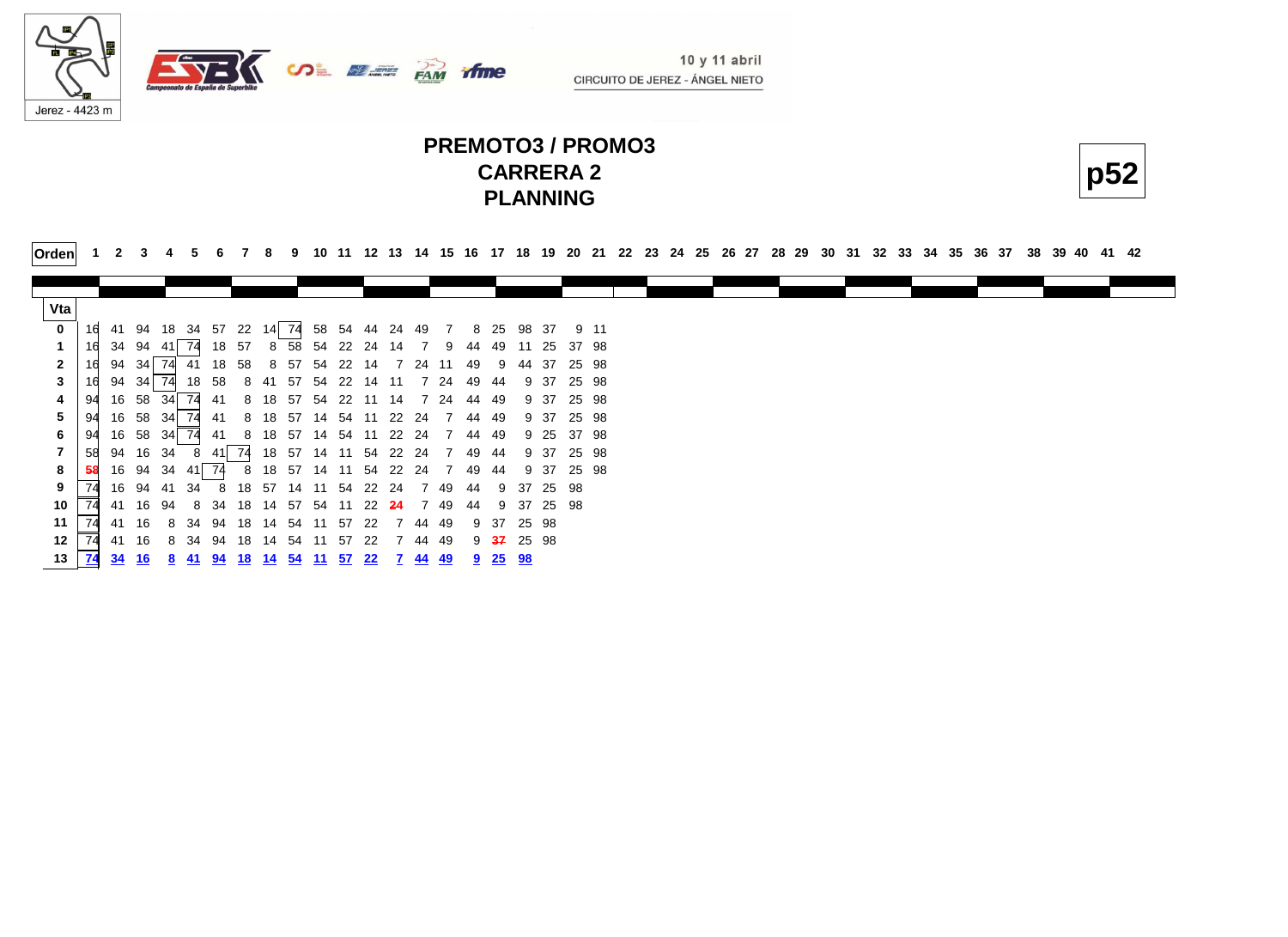10 y 11 abril
CIRCUITO DE JEREZ - ÁNGEL NIETO

Jerez - 4423 m

# PREMOTO3 / PROMO3
# CARRERA 2
# PLANNING

**p52**

| Vta | 1 | 2 | 3 | 4 | 5 | 6 | 7 | 8 | 9 | 10 | 11 | 12 | 13 | 14 | 15 | 16 | 17 | 18 | 19 | 20 | 21 |
|---|---|---|---|---|---|---|---|---|---|---|---|---|---|---|---|---|---|---|---|---|---|
| **0** | 16 | 41 | 94 | 18 | 34 | 57 | 22 | 14 | 74 | 58 | 54 | 44 | 24 | 49 | 7 | 8 | 25 | 98 | 37 | 9 | 11 |
| **1** | 16 | 34 | 94 | 41 | 74 | 18 | 57 | 8 | 58 | 54 | 22 | 24 | 14 | 7 | 9 | 44 | 49 | 11 | 25 | 37 | 98 |
| **2** | 16 | 94 | 34 | 74 | 41 | 18 | 58 | 8 | 57 | 54 | 22 | 14 | 7 | 24 | 11 | 49 | 9 | 44 | 37 | 25 | 98 |
| **3** | 16 | 94 | 34 | 74 | 18 | 58 | 8 | 41 | 57 | 54 | 22 | 14 | 11 | 7 | 24 | 49 | 44 | 9 | 37 | 25 | 98 |
| **4** | 94 | 16 | 58 | 34 | 74 | 41 | 8 | 18 | 57 | 54 | 22 | 11 | 14 | 7 | 24 | 44 | 49 | 9 | 37 | 25 | 98 |
| **5** | 94 | 16 | 58 | 34 | 74 | 41 | 8 | 18 | 57 | 14 | 54 | 11 | 22 | 24 | 7 | 44 | 49 | 9 | 37 | 25 | 98 |
| **6** | 94 | 16 | 58 | 34 | 74 | 41 | 8 | 18 | 57 | 14 | 54 | 11 | 22 | 24 | 7 | 44 | 49 | 9 | 25 | 37 | 98 |
| **7** | 58 | 94 | 16 | 34 | 8 | 41 | 74 | 18 | 57 | 14 | 11 | 54 | 22 | 24 | 7 | 49 | 44 | 9 | 37 | 25 | 98 |
| **8** | 58 | 16 | 94 | 34 | 41 | 74 | 8 | 18 | 57 | 14 | 11 | 54 | 22 | 24 | 7 | 49 | 44 | 9 | 37 | 25 | 98 |
| **9** | 74 | 16 | 94 | 41 | 34 | 8 | 18 | 57 | 14 | 11 | 54 | 22 | 24 | 7 | 49 | 44 | 9 | 37 | 25 | 98 | |
| **10** | 74 | 41 | 16 | 94 | 8 | 34 | 18 | 14 | 57 | 54 | 11 | 22 | 24 | 7 | 49 | 44 | 9 | 37 | 25 | 98 | |
| **11** | 74 | 41 | 16 | 8 | 34 | 94 | 18 | 14 | 54 | 11 | 57 | 22 | 7 | 44 | 49 | 9 | 37 | 25 | 98 | | |
| **12** | 74 | 41 | 16 | 8 | 34 | 94 | 18 | 14 | 54 | 11 | 57 | 22 | 7 | 44 | 49 | 9 | 37 | 25 | 98 | | |
| **13** | 74 | 34 | 16 | 8 | 41 | 94 | 18 | 14 | 54 | 11 | 57 | 22 | 7 | 44 | 49 | 9 | 25 | 98 | | | |